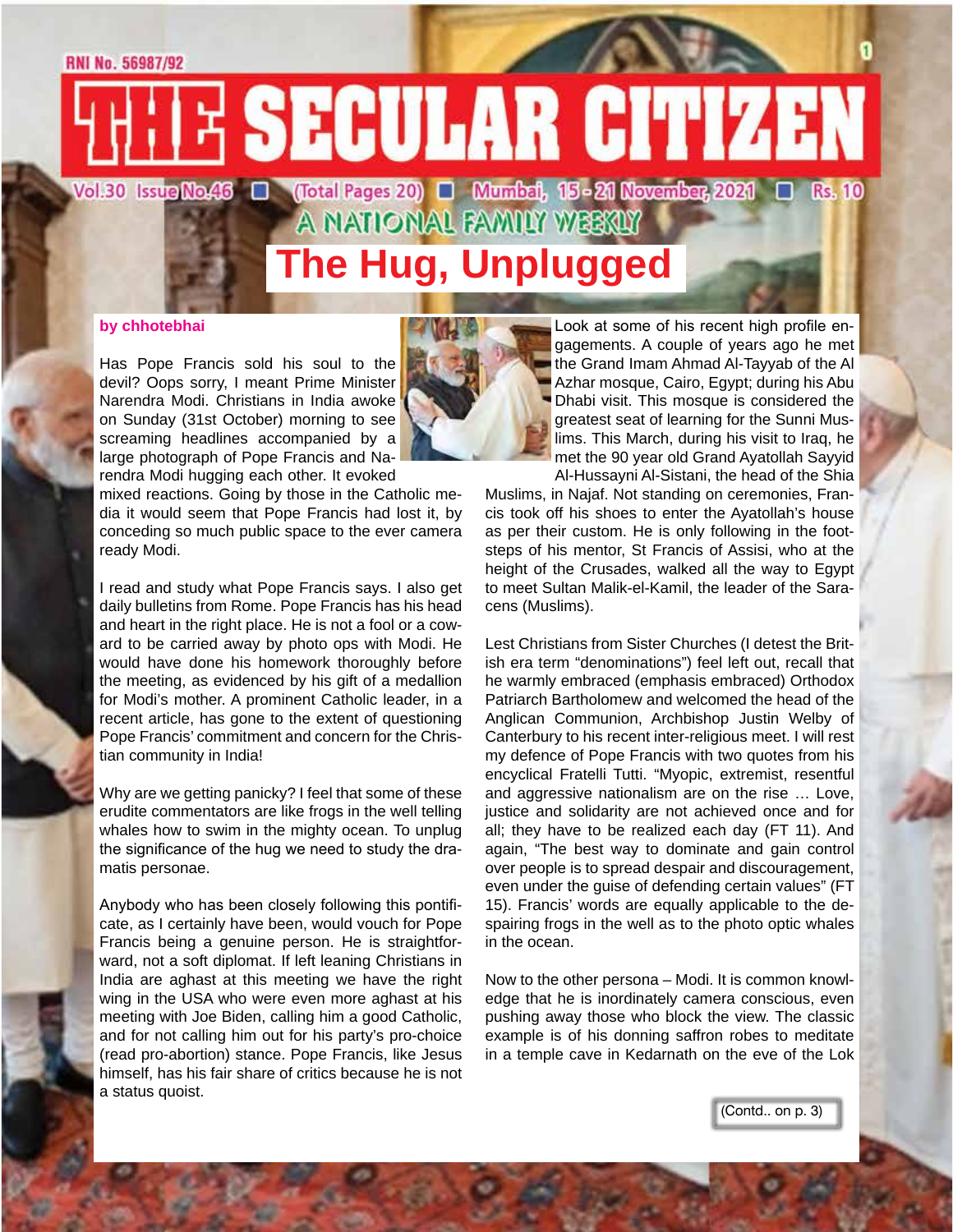# THE SECULAR CITIZEN

A NATIONAL FAMILY WEEKLY

## The Hug, Unplugged

**by chhotebhai**

Has Pope Francis sold his soul to the devil? Oops sorry, I meant Prime Minister Narendra Modi. Christians in India awoke on Sunday (31st October) morning to see screaming headlines accompanied by a large photograph of Pope Francis and Narendra Modi hugging each other. It evoked mixed reactions. Going by those in the Catholic media it would seem that Pope Francis had lost it, by conceding so much public space to the ever camera ready Modi.

I read and study what Pope Francis says. I also get daily bulletins from Rome. Pope Francis has his head and heart in the right place. He is not a fool or a coward to be carried away by photo ops with Modi. He would have done his homework thoroughly before the meeting, as evidenced by his gift of a medallion for Modi's mother. A prominent Catholic leader, in a recent article, has gone to the extent of questioning Pope Francis' commitment and concern for the Christian community in India!

Why are we getting panicky? I feel that some of these erudite commentators are like frogs in the well telling whales how to swim in the mighty ocean. To unplug the significance of the hug we need to study the dramatis personae.

Anybody who has been closely following this pontificate, as I certainly have been, would vouch for Pope Francis being a genuine person. He is straightforward, not a soft diplomat. If left leaning Christians in India are aghast at this meeting we have the right wing in the USA who were even more aghast at his meeting with Joe Biden, calling him a good Catholic, and for not calling him out for his party's pro-choice (read pro-abortion) stance. Pope Francis, like Jesus himself, has his fair share of critics because he is not a status quoist.

Look at some of his recent high profile engagements. A couple of years ago he met the Grand Imam Ahmad Al-Tayyab of the Al Azhar mosque, Cairo, Egypt; during his Abu Dhabi visit. This mosque is considered the greatest seat of learning for the Sunni Muslims. This March, during his visit to Iraq, he met the 90 year old Grand Ayatollah Sayyid Al-Hussayni Al-Sistani, the head of the Shia Muslims, in Najaf. Not standing on ceremonies, Francis took off his shoes to enter the Ayatollah's house as per their custom. He is only following in the footsteps of his mentor, St Francis of Assisi, who at the height of the Crusades, walked all the way to Egypt to meet Sultan Malik-el-Kamil, the leader of the Saracens (Muslims).

Lest Christians from Sister Churches (I detest the British era term "denominations") feel left out, recall that he warmly embraced (emphasis embraced) Orthodox Patriarch Bartholomew and welcomed the head of the Anglican Communion, Archbishop Justin Welby of Canterbury to his recent inter-religious meet. I will rest my defence of Pope Francis with two quotes from his encyclical Fratelli Tutti. "Myopic, extremist, resentful and aggressive nationalism are on the rise … Love, justice and solidarity are not achieved once and for all; they have to be realized each day (FT 11). And again, "The best way to dominate and gain control over people is to spread despair and discouragement, even under the guise of defending certain values" (FT 15). Francis' words are equally applicable to the despairing frogs in the well as to the photo optic whales in the ocean.

Now to the other persona – Modi. It is common knowledge that he is inordinately camera conscious, even pushing away those who block the view. The classic example is of his donning saffron robes to meditate in a temple cave in Kedarnath on the eve of the Lok

(Contd.. on p. 3)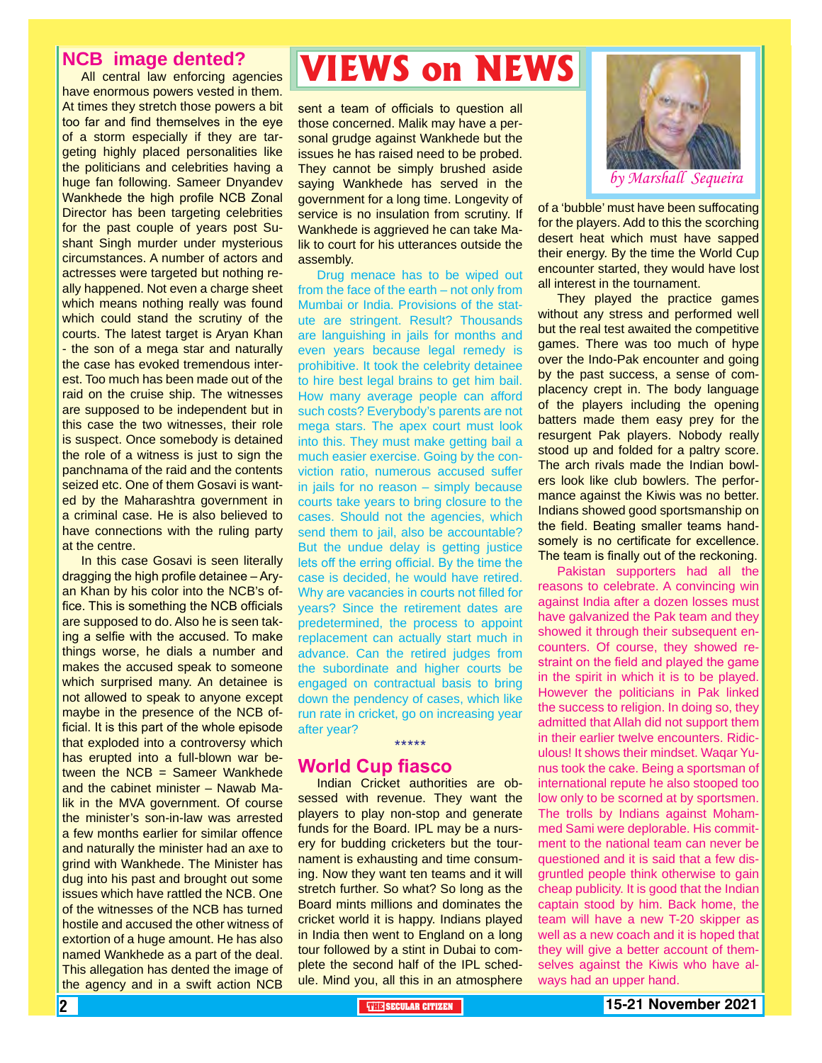# VIEWS on NEWS

*by Marshall Sequeira*

## NCB image dented?

All central law enforcing agencies have enormous powers vested in them. At times they stretch those powers a bit too far and find themselves in the eye of a storm especially if they are targeting highly placed personalities like the politicians and celebrities having a huge fan following. Sameer Dnyandev Wankhede the high profile NCB Zonal Director has been targeting celebrities for the past couple of years post Sushant Singh murder under mysterious circumstances. A number of actors and actresses were targeted but nothing really happened. Not even a charge sheet which means nothing really was found which could stand the scrutiny of the courts. The latest target is Aryan Khan - the son of a mega star and naturally the case has evoked tremendous interest. Too much has been made out of the raid on the cruise ship. The witnesses are supposed to be independent but in this case the two witnesses, their role is suspect. Once somebody is detained the role of a witness is just to sign the panchnama of the raid and the contents seized etc. One of them Gosavi is wanted by the Maharashtra government in a criminal case. He is also believed to have connections with the ruling party at the centre.

In this case Gosavi is seen literally dragging the high profile detainee – Aryan Khan by his color into the NCB's office. This is something the NCB officials are supposed to do. Also he is seen taking a selfie with the accused. To make things worse, he dials a number and makes the accused speak to someone which surprised many. An detainee is not allowed to speak to anyone except maybe in the presence of the NCB official. It is this part of the whole episode that exploded into a controversy which has erupted into a full-blown war between the NCB = Sameer Wankhede and the cabinet minister – Nawab Malik in the MVA government. Of course the minister's son-in-law was arrested a few months earlier for similar offence and naturally the minister had an axe to grind with Wankhede. The Minister has dug into his past and brought out some issues which have rattled the NCB. One of the witnesses of the NCB has turned hostile and accused the other witness of extortion of a huge amount. He has also named Wankhede as a part of the deal. This allegation has dented the image of the agency and in a swift action NCB sent a team of officials to question all those concerned. Malik may have a personal grudge against Wankhede but the issues he has raised need to be probed. They cannot be simply brushed aside saying Wankhede has served in the government for a long time. Longevity of service is no insulation from scrutiny. If Wankhede is aggrieved he can take Malik to court for his utterances outside the assembly.

Drug menace has to be wiped out from the face of the earth – not only from Mumbai or India. Provisions of the statute are stringent. Result? Thousands are languishing in jails for months and even years because legal remedy is prohibitive. It took the celebrity detainee to hire best legal brains to get him bail. How many average people can afford such costs? Everybody's parents are not mega stars. The apex court must look into this. They must make getting bail a much easier exercise. Going by the conviction ratio, numerous accused suffer in jails for no reason – simply because courts take years to bring closure to the cases. Should not the agencies, which send them to jail, also be accountable? But the undue delay is getting justice lets off the erring official. By the time the case is decided, he would have retired. Why are vacancies in courts not filled for years? Since the retirement dates are predetermined, the process to appoint replacement can actually start much in advance. Can the retired judges from the subordinate and higher courts be engaged on contractual basis to bring down the pendency of cases, which like run rate in cricket, go on increasing year after year?

*****

## World Cup fiasco

Indian Cricket authorities are obsessed with revenue. They want the players to play non-stop and generate funds for the Board. IPL may be a nursery for budding cricketers but the tournament is exhausting and time consuming. Now they want ten teams and it will stretch further. So what? So long as the Board mints millions and dominates the cricket world it is happy. Indians played in India then went to England on a long tour followed by a stint in Dubai to complete the second half of the IPL schedule. Mind you, all this in an atmosphere of a 'bubble' must have been suffocating for the players. Add to this the scorching desert heat which must have sapped their energy. By the time the World Cup encounter started, they would have lost all interest in the tournament.

They played the practice games without any stress and performed well but the real test awaited the competitive games. There was too much of hype over the Indo-Pak encounter and going by the past success, a sense of complacency crept in. The body language of the players including the opening batters made them easy prey for the resurgent Pak players. Nobody really stood up and folded for a paltry score. The arch rivals made the Indian bowlers look like club bowlers. The performance against the Kiwis was no better. Indians showed good sportsmanship on the field. Beating smaller teams handsomely is no certificate for excellence. The team is finally out of the reckoning.

Pakistan supporters had all the reasons to celebrate. A convincing win against India after a dozen losses must have galvanized the Pak team and they showed it through their subsequent encounters. Of course, they showed restraint on the field and played the game in the spirit in which it is to be played. However the politicians in Pak linked the success to religion. In doing so, they admitted that Allah did not support them in their earlier twelve encounters. Ridiculous! It shows their mindset. Waqar Yunus took the cake. Being a sportsman of international repute he also stooped too low only to be scorned at by sportsmen. The trolls by Indians against Mohammed Sami were deplorable. His commitment to the national team can never be questioned and it is said that a few disgruntled people think otherwise to gain cheap publicity. It is good that the Indian captain stood by him. Back home, the team will have a new T-20 skipper as well as a new coach and it is hoped that they will give a better account of themselves against the Kiwis who have always had an upper hand.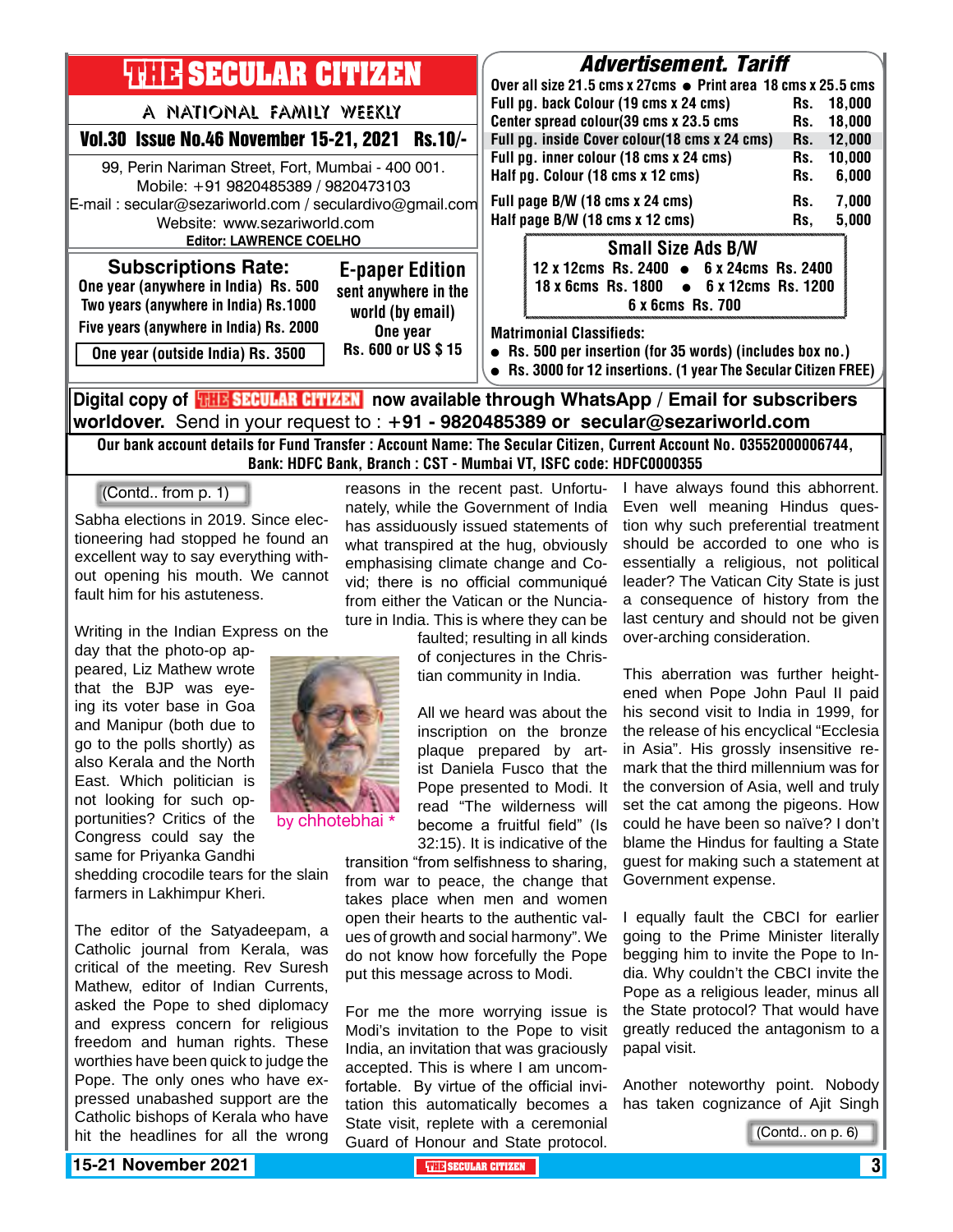# THE SECULAR CITIZEN

A NATIONAL FAMILY WEEKLY

**Vol.30 Issue No.46 November 15-21, 2021 Rs.10/-**

99, Perin Nariman Street, Fort, Mumbai - 400 001.
Mobile: +91 9820485389 / 9820473103
E-mail : secular@sezariworld.com / seculardivo@gmail.com
Website: www.sezariworld.com
**Editor: LAWRENCE COELHO**

## Subscriptions Rate:

One year (anywhere in India) Rs. 500
Two years (anywhere in India) Rs.1000
Five years (anywhere in India) Rs. 2000
One year (outside India) Rs. 3500

## E-paper Edition

sent anywhere in the world (by email)
One year
Rs. 600 or US $ 15

## Advertisement. Tariff

Over all size 21.5 cms x 27cms ● Print area 18 cms x 25.5 cms

| | |
|---|---|
| Full pg. back Colour (19 cms x 24 cms) | Rs. 18,000 |
| Center spread colour(39 cms x 23.5 cms | Rs. 18,000 |
| Full pg. inside Cover colour(18 cms x 24 cms) | Rs. 12,000 |
| Full pg. inner colour (18 cms x 24 cms) | Rs. 10,000 |
| Half pg. Colour (18 cms x 12 cms) | Rs. 6,000 |
| Full page B/W (18 cms x 24 cms) | Rs. 7,000 |
| Half page B/W (18 cms x 12 cms) | Rs, 5,000 |

### Small Size Ads B/W

12 x 12cms Rs. 2400 ● 6 x 24cms Rs. 2400
18 x 6cms Rs. 1800 ● 6 x 12cms Rs. 1200
6 x 6cms Rs. 700

**Matrimonial Classifieds:**

- Rs. 500 per insertion (for 35 words) (includes box no.)
- Rs. 3000 for 12 insertions. (1 year The Secular Citizen FREE)

**Digital copy of THE SECULAR CITIZEN now available through WhatsApp / Email for subscribers worldover.** Send in your request to : **+91 - 9820485389 or secular@sezariworld.com**

**Our bank account details for Fund Transfer : Account Name: The Secular Citizen, Current Account No. 03552000006744, Bank: HDFC Bank, Branch : CST - Mumbai VT, ISFC code: HDFC0000355**

---

(Contd.. from p. 1)

Sabha elections in 2019. Since electioneering had stopped he found an excellent way to say everything without opening his mouth. We cannot fault him for his astuteness.

Writing in the Indian Express on the day that the photo-op appeared, Liz Mathew wrote that the BJP was eyeing its voter base in Goa and Manipur (both due to go to the polls shortly) as also Kerala and the North East. Which politician is not looking for such opportunities? Critics of the Congress could say the same for Priyanka Gandhi shedding crocodile tears for the slain farmers in Lakhimpur Kheri.

by chhotebhai *

The editor of the Satyadeepam, a Catholic journal from Kerala, was critical of the meeting. Rev Suresh Mathew, editor of Indian Currents, asked the Pope to shed diplomacy and express concern for religious freedom and human rights. These worthies have been quick to judge the Pope. The only ones who have expressed unabashed support are the Catholic bishops of Kerala who have hit the headlines for all the wrong reasons in the recent past. Unfortunately, while the Government of India has assiduously issued statements of what transpired at the hug, obviously emphasising climate change and Covid; there is no official communiqué from either the Vatican or the Nunciature in India. This is where they can be faulted; resulting in all kinds of conjectures in the Christian community in India.

All we heard was about the inscription on the bronze plaque prepared by artist Daniela Fusco that the Pope presented to Modi. It read "The wilderness will become a fruitful field" (Is 32:15). It is indicative of the transition "from selfishness to sharing, from war to peace, the change that takes place when men and women open their hearts to the authentic values of growth and social harmony". We do not know how forcefully the Pope put this message across to Modi.

For me the more worrying issue is Modi's invitation to the Pope to visit India, an invitation that was graciously accepted. This is where I am uncomfortable. By virtue of the official invitation this automatically becomes a State visit, replete with a ceremonial Guard of Honour and State protocol. I have always found this abhorrent. Even well meaning Hindus question why such preferential treatment should be accorded to one who is essentially a religious, not political leader? The Vatican City State is just a consequence of history from the last century and should not be given over-arching consideration.

This aberration was further heightened when Pope John Paul II paid his second visit to India in 1999, for the release of his encyclical "Ecclesia in Asia". His grossly insensitive remark that the third millennium was for the conversion of Asia, well and truly set the cat among the pigeons. How could he have been so naïve? I don't blame the Hindus for faulting a State guest for making such a statement at Government expense.

I equally fault the CBCI for earlier going to the Prime Minister literally begging him to invite the Pope to India. Why couldn't the CBCI invite the Pope as a religious leader, minus all the State protocol? That would have greatly reduced the antagonism to a papal visit.

Another noteworthy point. Nobody has taken cognizance of Ajit Singh

(Contd.. on p. 6)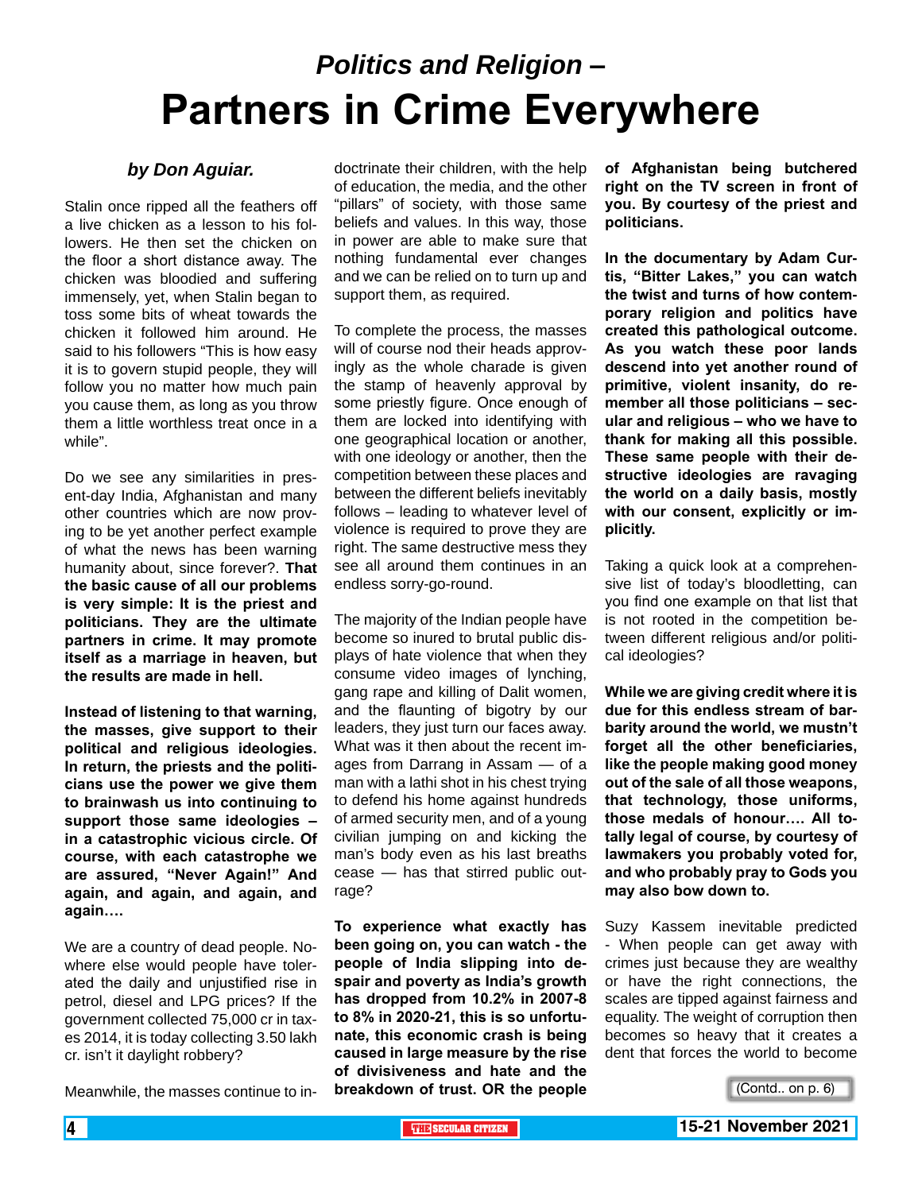## *Politics and Religion –*

# Partners in Crime Everywhere

***by Don Aguiar.***

Stalin once ripped all the feathers off a live chicken as a lesson to his followers. He then set the chicken on the floor a short distance away. The chicken was bloodied and suffering immensely, yet, when Stalin began to toss some bits of wheat towards the chicken it followed him around. He said to his followers "This is how easy it is to govern stupid people, they will follow you no matter how much pain you cause them, as long as you throw them a little worthless treat once in a while".

Do we see any similarities in present-day India, Afghanistan and many other countries which are now proving to be yet another perfect example of what the news has been warning humanity about, since forever?. **That the basic cause of all our problems is very simple: It is the priest and politicians. They are the ultimate partners in crime. It may promote itself as a marriage in heaven, but the results are made in hell.**

**Instead of listening to that warning, the masses, give support to their political and religious ideologies. In return, the priests and the politicians use the power we give them to brainwash us into continuing to support those same ideologies – in a catastrophic vicious circle. Of course, with each catastrophe we are assured, "Never Again!" And again, and again, and again, and again….**

We are a country of dead people. Nowhere else would people have tolerated the daily and unjustified rise in petrol, diesel and LPG prices? If the government collected 75,000 cr in taxes 2014, it is today collecting 3.50 lakh cr. isn't it daylight robbery?

Meanwhile, the masses continue to indoctrinate their children, with the help of education, the media, and the other "pillars" of society, with those same beliefs and values. In this way, those in power are able to make sure that nothing fundamental ever changes and we can be relied on to turn up and support them, as required.

To complete the process, the masses will of course nod their heads approvingly as the whole charade is given the stamp of heavenly approval by some priestly figure. Once enough of them are locked into identifying with one geographical location or another, with one ideology or another, then the competition between these places and between the different beliefs inevitably follows – leading to whatever level of violence is required to prove they are right. The same destructive mess they see all around them continues in an endless sorry-go-round.

The majority of the Indian people have become so inured to brutal public displays of hate violence that when they consume video images of lynching, gang rape and killing of Dalit women, and the flaunting of bigotry by our leaders, they just turn our faces away. What was it then about the recent images from Darrang in Assam — of a man with a lathi shot in his chest trying to defend his home against hundreds of armed security men, and of a young civilian jumping on and kicking the man's body even as his last breaths cease — has that stirred public outrage?

**To experience what exactly has been going on, you can watch - the people of India slipping into despair and poverty as India's growth has dropped from 10.2% in 2007-8 to 8% in 2020-21, this is so unfortunate, this economic crash is being caused in large measure by the rise of divisiveness and hate and the breakdown of trust. OR the people of Afghanistan being butchered right on the TV screen in front of you. By courtesy of the priest and politicians.**

**In the documentary by Adam Curtis, "Bitter Lakes," you can watch the twist and turns of how contemporary religion and politics have created this pathological outcome. As you watch these poor lands descend into yet another round of primitive, violent insanity, do remember all those politicians – secular and religious – who we have to thank for making all this possible. These same people with their destructive ideologies are ravaging the world on a daily basis, mostly with our consent, explicitly or implicitly.**

Taking a quick look at a comprehensive list of today's bloodletting, can you find one example on that list that is not rooted in the competition between different religious and/or political ideologies?

**While we are giving credit where it is due for this endless stream of barbarity around the world, we mustn't forget all the other beneficiaries, like the people making good money out of the sale of all those weapons, that technology, those uniforms, those medals of honour…. All totally legal of course, by courtesy of lawmakers you probably voted for, and who probably pray to Gods you may also bow down to.**

Suzy Kassem inevitable predicted - When people can get away with crimes just because they are wealthy or have the right connections, the scales are tipped against fairness and equality. The weight of corruption then becomes so heavy that it creates a dent that forces the world to become

(Contd.. on p. 6)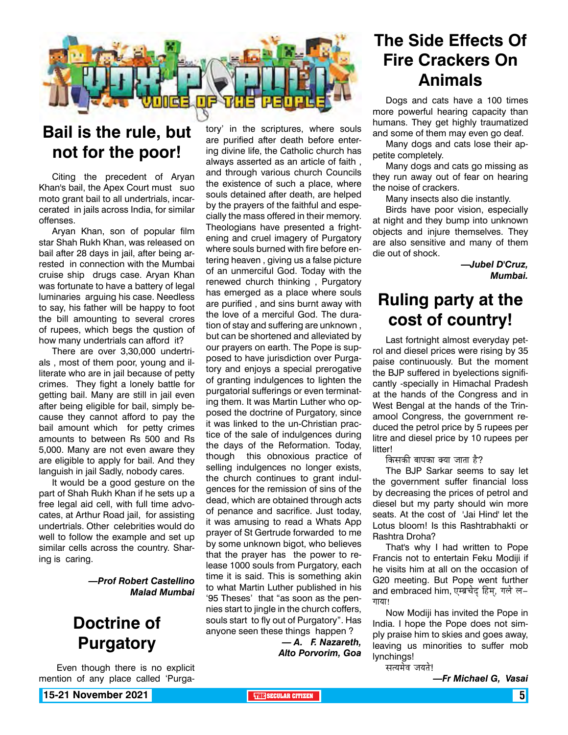# VOX POPULI
## VOICE OF THE PEOPLE

## Bail is the rule, but not for the poor!

Citing the precedent of Aryan Khan's bail, the Apex Court must suo moto grant bail to all undertrials, incarcerated in jails across India, for similar offenses.

Aryan Khan, son of popular film star Shah Rukh Khan, was released on bail after 28 days in jail, after being arrested in connection with the Mumbai cruise ship drugs case. Aryan Khan was fortunate to have a battery of legal luminaries arguing his case. Needless to say, his father will be happy to foot the bill amounting to several crores of rupees, which begs the qustion of how many undertrials can afford it?

There are over 3,30,000 undertrials , most of them poor, young and illiterate who are in jail because of petty crimes. They fight a lonely battle for getting bail. Many are still in jail even after being eligible for bail, simply because they cannot afford to pay the bail amount which for petty crimes amounts to between Rs 500 and Rs 5,000. Many are not even aware they are eligible to apply for bail. And they languish in jail Sadly, nobody cares.

It would be a good gesture on the part of Shah Rukh Khan if he sets up a free legal aid cell, with full time advocates, at Arthur Road jail, for assisting undertrials. Other celebrities would do well to follow the example and set up similar cells across the country. Sharing is caring.

***—Prof Robert Castellino***
***Malad Mumbai***

## Doctrine of Purgatory

Even though there is no explicit mention of any place called 'Purgatory' in the scriptures, where souls are purified after death before entering divine life, the Catholic church has always asserted as an article of faith , and through various church Councils the existence of such a place, where souls detained after death, are helped by the prayers of the faithful and especially the mass offered in their memory. Theologians have presented a frightening and cruel imagery of Purgatory where souls burned with fire before entering heaven , giving us a false picture of an unmerciful God. Today with the renewed church thinking , Purgatory has emerged as a place where souls are purified , and sins burnt away with the love of a merciful God. The duration of stay and suffering are unknown , but can be shortened and alleviated by our prayers on earth. The Pope is supposed to have jurisdiction over Purgatory and enjoys a special prerogative of granting indulgences to lighten the purgatorial sufferings or even terminating them. It was Martin Luther who opposed the doctrine of Purgatory, since it was linked to the un-Christian practice of the sale of indulgences during the days of the Reformation. Today, though this obnoxious practice of selling indulgences no longer exists, the church continues to grant indulgences for the remission of sins of the dead, which are obtained through acts of penance and sacrifice. Just today, it was amusing to read a Whats App prayer of St Gertrude forwarded to me by some unknown bigot, who believes that the prayer has the power to release 1000 souls from Purgatory, each time it is said. This is something akin to what Martin Luther published in his '95 Theses' that "as soon as the pennies start to jingle in the church coffers, souls start to fly out of Purgatory". Has anyone seen these things happen ?

***— A. F. Nazareth,***
***Alto Porvorim, Goa***

## The Side Effects Of Fire Crackers On Animals

Dogs and cats have a 100 times more powerful hearing capacity than humans. They get highly traumatized and some of them may even go deaf.

Many dogs and cats lose their appetite completely.

Many dogs and cats go missing as they run away out of fear on hearing the noise of crackers.

Many insects also die instantly.

Birds have poor vision, especially at night and they bump into unknown objects and injure themselves. They are also sensitive and many of them die out of shock.

***—Jubel D'Cruz,***
***Mumbai.***

## Ruling party at the cost of country!

Last fortnight almost everyday petrol and diesel prices were rising by 35 paise continuously. But the moment the BJP suffered in byelections significantly -specially in Himachal Pradesh at the hands of the Congress and in West Bengal at the hands of the Trinamool Congress, the government reduced the petrol price by 5 rupees per litre and diesel price by 10 rupees per litter!

किसकी बापका क्या जाता है?

The BJP Sarkar seems to say let the government suffer financial loss by decreasing the prices of petrol and diesel but my party should win more seats. At the cost of 'Jai Hind' let the Lotus bloom! Is this Rashtrabhakti or Rashtra Droha?

That's why I had written to Pope Francis not to entertain Feku Modiji if he visits him at all on the occasion of G20 meeting. But Pope went further and embraced him, एम्ब्रचेद् हिम्, गले लगाया!

Now Modiji has invited the Pope in India. I hope the Pope does not simply praise him to skies and goes away, leaving us minorities to suffer mob lynchings!

सत्यमेव जयते!

***—Fr Michael G, Vasai***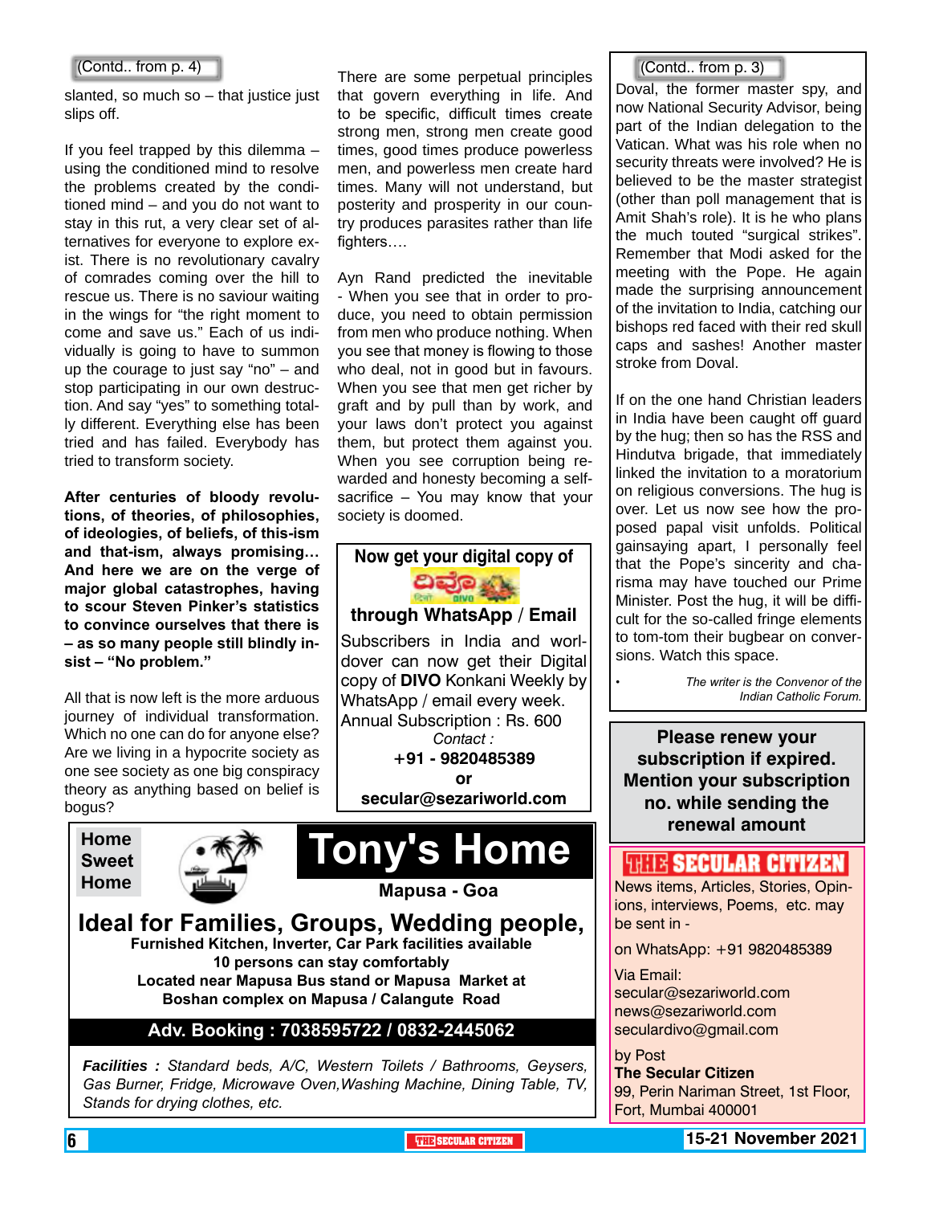(Contd.. from p. 4)

slanted, so much so – that justice just slips off.

If you feel trapped by this dilemma – using the conditioned mind to resolve the problems created by the conditioned mind – and you do not want to stay in this rut, a very clear set of alternatives for everyone to explore exist. There is no revolutionary cavalry of comrades coming over the hill to rescue us. There is no saviour waiting in the wings for "the right moment to come and save us." Each of us individually is going to have to summon up the courage to just say "no" – and stop participating in our own destruction. And say "yes" to something totally different. Everything else has been tried and has failed. Everybody has tried to transform society.

**After centuries of bloody revolutions, of theories, of philosophies, of ideologies, of beliefs, of this-ism and that-ism, always promising… And here we are on the verge of major global catastrophes, having to scour Steven Pinker's statistics to convince ourselves that there is – as so many people still blindly insist – "No problem."**

All that is now left is the more arduous journey of individual transformation. Which no one can do for anyone else? Are we living in a hypocrite society as one see society as one big conspiracy theory as anything based on belief is bogus?

There are some perpetual principles that govern everything in life. And to be specific, difficult times create strong men, strong men create good times, good times produce powerless men, and powerless men create hard times. Many will not understand, but posterity and prosperity in our country produces parasites rather than life fighters….

Ayn Rand predicted the inevitable - When you see that in order to produce, you need to obtain permission from men who produce nothing. When you see that money is flowing to those who deal, not in good but in favours. When you see that men get richer by graft and by pull than by work, and your laws don't protect you against them, but protect them against you. When you see corruption being rewarded and honesty becoming a self-sacrifice – You may know that your society is doomed.

**Now get your digital copy of**

**DIVO**

**through WhatsApp / Email**

Subscribers in India and worldover can now get their Digital copy of **DIVO** Konkani Weekly by WhatsApp / email every week.

Annual Subscription : Rs. 600

*Contact :*

**+91 - 9820485389**

**or**

**secular@sezariworld.com**

(Contd.. from p. 3)

Doval, the former master spy, and now National Security Advisor, being part of the Indian delegation to the Vatican. What was his role when no security threats were involved? He is believed to be the master strategist (other than poll management that is Amit Shah's role). It is he who plans the much touted "surgical strikes". Remember that Modi asked for the meeting with the Pope. He again made the surprising announcement of the invitation to India, catching our bishops red faced with their red skull caps and sashes! Another master stroke from Doval.

If on the one hand Christian leaders in India have been caught off guard by the hug; then so has the RSS and Hindutva brigade, that immediately linked the invitation to a moratorium on religious conversions. The hug is over. Let us now see how the proposed papal visit unfolds. Political gainsaying apart, I personally feel that the Pope's sincerity and charisma may have touched our Prime Minister. Post the hug, it will be difficult for the so-called fringe elements to tom-tom their bugbear on conversions. Watch this space.

• *The writer is the Convenor of the Indian Catholic Forum.*

**Please renew your subscription if expired. Mention your subscription no. while sending the renewal amount**

**Home Sweet Home**

# Tony's Home

**Mapusa - Goa**

## Ideal for Families, Groups, Wedding people,

**Furnished Kitchen, Inverter, Car Park facilities available**
**10 persons can stay comfortably**
**Located near Mapusa Bus stand or Mapusa Market at Boshan complex on Mapusa / Calangute Road**

**Adv. Booking : 7038595722 / 0832-2445062**

***Facilities :*** *Standard beds, A/C, Western Toilets / Bathrooms, Geysers, Gas Burner, Fridge, Microwave Oven, Washing Machine, Dining Table, TV, Stands for drying clothes, etc.*

**THE SECULAR CITIZEN**

News items, Articles, Stories, Opinions, interviews, Poems, etc. may be sent in -

on WhatsApp: +91 9820485389

Via Email:
secular@sezariworld.com
news@sezariworld.com
seculardivo@gmail.com

by Post
**The Secular Citizen**
99, Perin Nariman Street, 1st Floor,
Fort, Mumbai 400001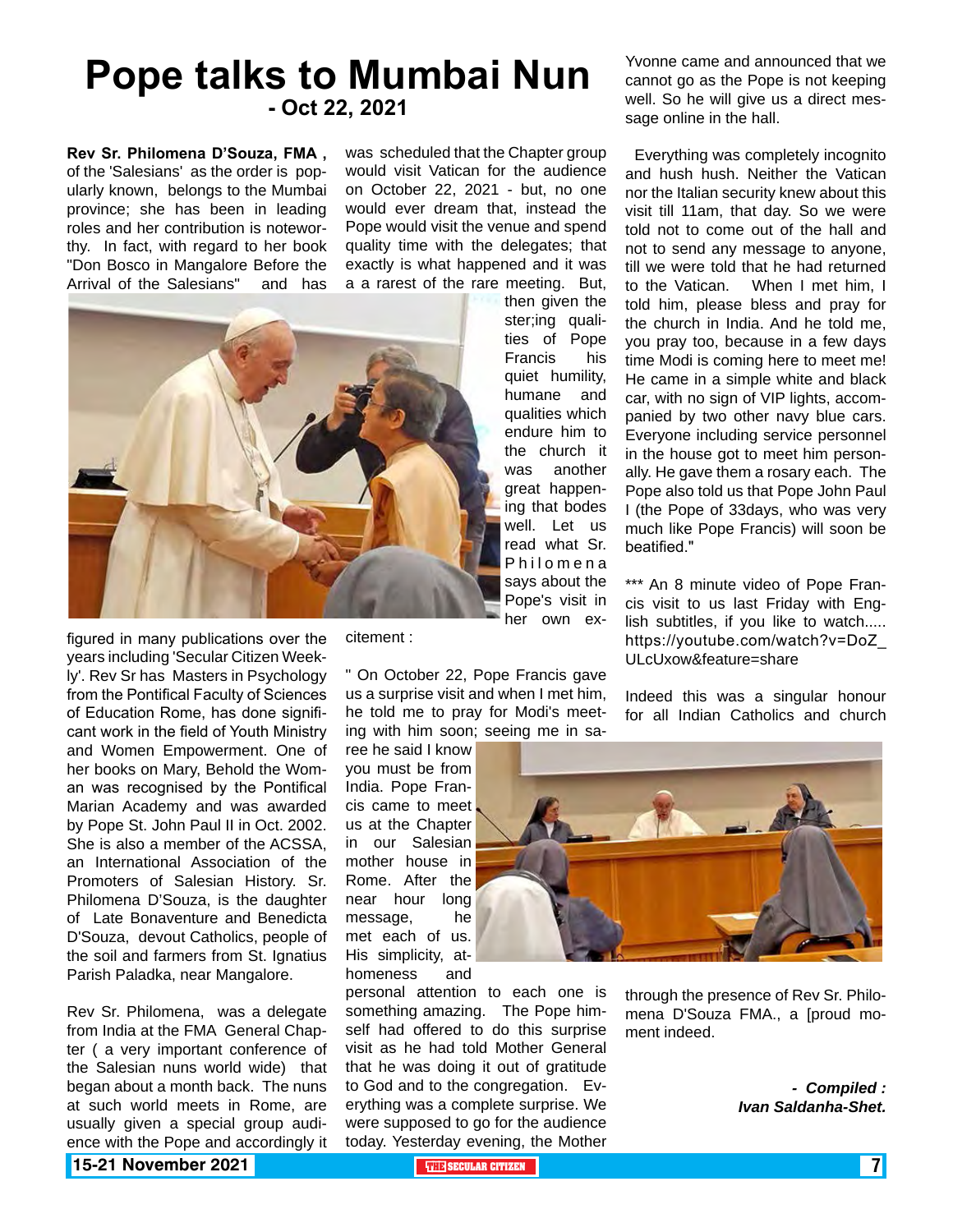# Pope talks to Mumbai Nun

**- Oct 22, 2021**

**Rev Sr. Philomena D'Souza, FMA ,** of the 'Salesians' as the order is popularly known, belongs to the Mumbai province; she has been in leading roles and her contribution is noteworthy. In fact, with regard to her book "Don Bosco in Mangalore Before the Arrival of the Salesians" and has figured in many publications over the years including 'Secular Citizen Weekly'. Rev Sr has Masters in Psychology from the Pontifical Faculty of Sciences of Education Rome, has done significant work in the field of Youth Ministry and Women Empowerment. One of her books on Mary, Behold the Woman was recognised by the Pontifical Marian Academy and was awarded by Pope St. John Paul II in Oct. 2002. She is also a member of the ACSSA, an International Association of the Promoters of Salesian History. Sr. Philomena D'Souza, is the daughter of Late Bonaventure and Benedicta D'Souza, devout Catholics, people of the soil and farmers from St. Ignatius Parish Paladka, near Mangalore.

Rev Sr. Philomena, was a delegate from India at the FMA General Chapter ( a very important conference of the Salesian nuns world wide) that began about a month back. The nuns at such world meets in Rome, are usually given a special group audience with the Pope and accordingly it was scheduled that the Chapter group would visit Vatican for the audience on October 22, 2021 - but, no one would ever dream that, instead the Pope would visit the venue and spend quality time with the delegates; that exactly is what happened and it was a a rarest of the rare meeting. But, then given the ster;ing qualities of Pope Francis his quiet humility, humane and qualities which endure him to the church it was another great happening that bodes well. Let us read what Sr. Philomena says about the Pope's visit in her own excitement :

" On October 22, Pope Francis gave us a surprise visit and when I met him, he told me to pray for Modi's meeting with him soon; seeing me in saree he said I know you must be from India. Pope Francis came to meet us at the Chapter in our Salesian mother house in Rome. After the near hour long message, he met each of us. His simplicity, athomeness and personal attention to each one is something amazing. The Pope himself had offered to do this surprise visit as he had told Mother General that he was doing it out of gratitude to God and to the congregation. Everything was a complete surprise. We were supposed to go for the audience today. Yesterday evening, the Mother Yvonne came and announced that we cannot go as the Pope is not keeping well. So he will give us a direct message online in the hall.

Everything was completely incognito and hush hush. Neither the Vatican nor the Italian security knew about this visit till 11am, that day. So we were told not to come out of the hall and not to send any message to anyone, till we were told that he had returned to the Vatican. When I met him, I told him, please bless and pray for the church in India. And he told me, you pray too, because in a few days time Modi is coming here to meet me! He came in a simple white and black car, with no sign of VIP lights, accompanied by two other navy blue cars. Everyone including service personnel in the house got to meet him personally. He gave them a rosary each. The Pope also told us that Pope John Paul I (the Pope of 33days, who was very much like Pope Francis) will soon be beatified."

*** An 8 minute video of Pope Francis visit to us last Friday with English subtitles, if you like to watch..... https://youtube.com/watch?v=DoZ_ULcUxow&feature=share

Indeed this was a singular honour for all Indian Catholics and church through the presence of Rev Sr. Philomena D'Souza FMA., a [proud moment indeed.

***- Compiled : Ivan Saldanha-Shet.***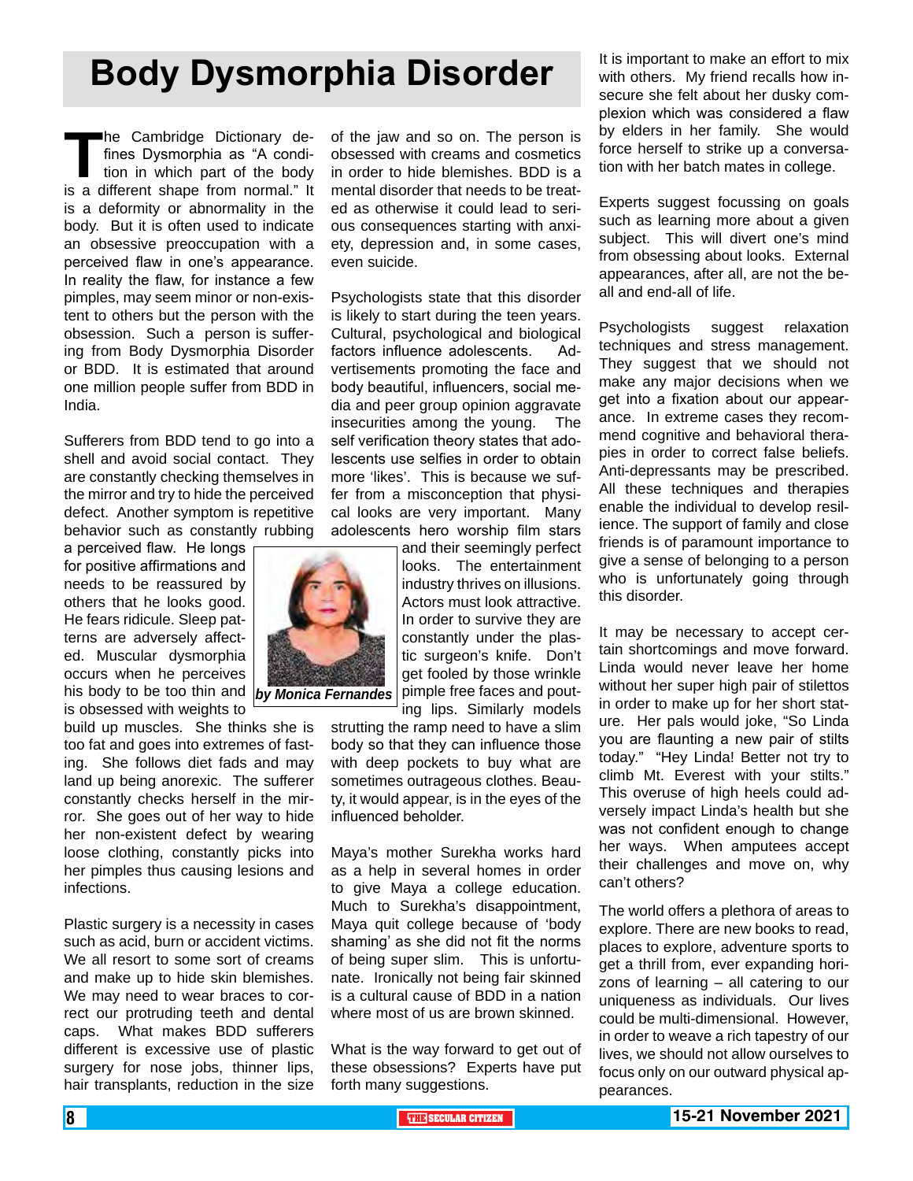# Body Dysmorphia Disorder

The Cambridge Dictionary defines Dysmorphia as "A condition in which part of the body is a different shape from normal." It is a deformity or abnormality in the body. But it is often used to indicate an obsessive preoccupation with a perceived flaw in one's appearance. In reality the flaw, for instance a few pimples, may seem minor or non-existent to others but the person with the obsession. Such a person is suffering from Body Dysmorphia Disorder or BDD. It is estimated that around one million people suffer from BDD in India.

Sufferers from BDD tend to go into a shell and avoid social contact. They are constantly checking themselves in the mirror and try to hide the perceived defect. Another symptom is repetitive behavior such as constantly rubbing a perceived flaw. He longs for positive affirmations and needs to be reassured by others that he looks good. He fears ridicule. Sleep patterns are adversely affected. Muscular dysmorphia occurs when he perceives his body to be too thin and is obsessed with weights to build up muscles. She thinks she is too fat and goes into extremes of fasting. She follows diet fads and may land up being anorexic. The sufferer constantly checks herself in the mirror. She goes out of her way to hide her non-existent defect by wearing loose clothing, constantly picks into her pimples thus causing lesions and infections.

Plastic surgery is a necessity in cases such as acid, burn or accident victims. We all resort to some sort of creams and make up to hide skin blemishes. We may need to wear braces to correct our protruding teeth and dental caps. What makes BDD sufferers different is excessive use of plastic surgery for nose jobs, thinner lips, hair transplants, reduction in the size of the jaw and so on. The person is obsessed with creams and cosmetics in order to hide blemishes. BDD is a mental disorder that needs to be treated as otherwise it could lead to serious consequences starting with anxiety, depression and, in some cases, even suicide.

Psychologists state that this disorder is likely to start during the teen years. Cultural, psychological and biological factors influence adolescents. Advertisements promoting the face and body beautiful, influencers, social media and peer group opinion aggravate insecurities among the young. The self verification theory states that adolescents use selfies in order to obtain more 'likes'. This is because we suffer from a misconception that physical looks are very important. Many adolescents hero worship film stars and their seemingly perfect looks. The entertainment industry thrives on illusions. Actors must look attractive. In order to survive they are constantly under the plastic surgeon's knife. Don't get fooled by those wrinkle pimple free faces and pouting lips. Similarly models strutting the ramp need to have a slim body so that they can influence those with deep pockets to buy what are sometimes outrageous clothes. Beauty, it would appear, is in the eyes of the influenced beholder.

***by Monica Fernandes***

Maya's mother Surekha works hard as a help in several homes in order to give Maya a college education. Much to Surekha's disappointment, Maya quit college because of 'body shaming' as she did not fit the norms of being super slim. This is unfortunate. Ironically not being fair skinned is a cultural cause of BDD in a nation where most of us are brown skinned.

What is the way forward to get out of these obsessions? Experts have put forth many suggestions.

It is important to make an effort to mix with others. My friend recalls how insecure she felt about her dusky complexion which was considered a flaw by elders in her family. She would force herself to strike up a conversation with her batch mates in college.

Experts suggest focussing on goals such as learning more about a given subject. This will divert one's mind from obsessing about looks. External appearances, after all, are not the be-all and end-all of life.

Psychologists suggest relaxation techniques and stress management. They suggest that we should not make any major decisions when we get into a fixation about our appearance. In extreme cases they recommend cognitive and behavioral therapies in order to correct false beliefs. Anti-depressants may be prescribed. All these techniques and therapies enable the individual to develop resilience. The support of family and close friends is of paramount importance to give a sense of belonging to a person who is unfortunately going through this disorder.

It may be necessary to accept certain shortcomings and move forward. Linda would never leave her home without her super high pair of stilettos in order to make up for her short stature. Her pals would joke, "So Linda you are flaunting a new pair of stilts today." "Hey Linda! Better not try to climb Mt. Everest with your stilts." This overuse of high heels could adversely impact Linda's health but she was not confident enough to change her ways. When amputees accept their challenges and move on, why can't others?

The world offers a plethora of areas to explore. There are new books to read, places to explore, adventure sports to get a thrill from, ever expanding horizons of learning – all catering to our uniqueness as individuals. Our lives could be multi-dimensional. However, in order to weave a rich tapestry of our lives, we should not allow ourselves to focus only on our outward physical appearances.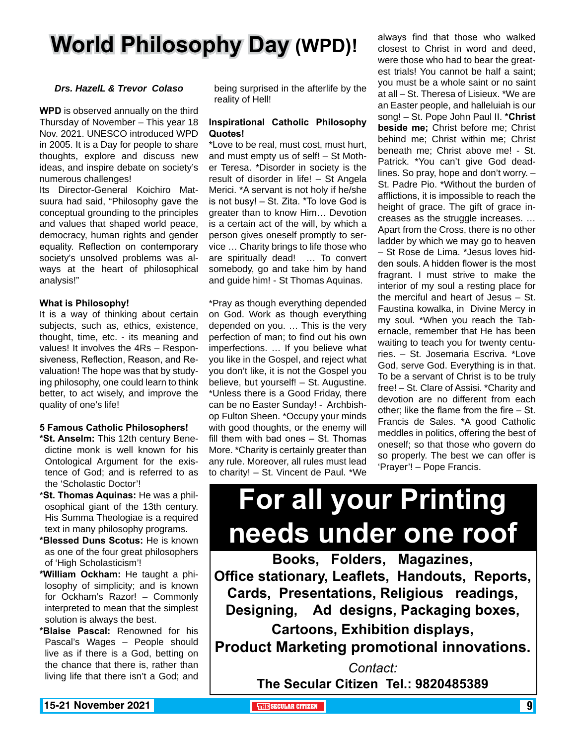# World Philosophy Day (WPD)!

***Drs. HazelL & Trevor Colaso***

**WPD** is observed annually on the third Thursday of November – This year 18 Nov. 2021. UNESCO introduced WPD in 2005. It is a Day for people to share thoughts, explore and discuss new ideas, and inspire debate on society's numerous challenges!

Its Director-General Koichiro Matsuura had said, "Philosophy gave the conceptual grounding to the principles and values that shaped world peace, democracy, human rights and gender equality. Reflection on contemporary society's unsolved problems was always at the heart of philosophical analysis!"

**What is Philosophy!**

It is a way of thinking about certain subjects, such as, ethics, existence, thought, time, etc. - its meaning and values! It involves the 4Rs – Responsiveness, Reflection, Reason, and Revaluation! The hope was that by studying philosophy, one could learn to think better, to act wisely, and improve the quality of one's life!

**5 Famous Catholic Philosophers!**

***St. Anselm:** This 12th century Benedictine monk is well known for his Ontological Argument for the existence of God; and is referred to as the 'Scholastic Doctor'!

***St. Thomas Aquinas:** He was a philosophical giant of the 13th century. His Summa Theologiae is a required text in many philosophy programs.

***Blessed Duns Scotus:** He is known as one of the four great philosophers of 'High Scholasticism'!

***William Ockham:** He taught a philosophy of simplicity; and is known for Ockham's Razor! – Commonly interpreted to mean that the simplest solution is always the best.

***Blaise Pascal:** Renowned for his Pascal's Wages – People should live as if there is a God, betting on the chance that there is, rather than living life that there isn't a God; and being surprised in the afterlife by the reality of Hell!

**Inspirational Catholic Philosophy Quotes!**

*Love to be real, must cost, must hurt, and must empty us of self! – St Mother Teresa. *Disorder in society is the result of disorder in life! – St Angela Merici. *A servant is not holy if he/she is not busy! – St. Zita. *To love God is greater than to know Him… Devotion is a certain act of the will, by which a person gives oneself promptly to service … Charity brings to life those who are spiritually dead! … To convert somebody, go and take him by hand and guide him! - St Thomas Aquinas.

*Pray as though everything depended on God. Work as though everything depended on you. … This is the very perfection of man; to find out his own imperfections. … If you believe what you like in the Gospel, and reject what you don't like, it is not the Gospel you believe, but yourself! – St. Augustine. *Unless there is a Good Friday, there can be no Easter Sunday! - Archbishop Fulton Sheen. *Occupy your minds with good thoughts, or the enemy will fill them with bad ones – St. Thomas More. *Charity is certainly greater than any rule. Moreover, all rules must lead to charity! – St. Vincent de Paul. *We always find that those who walked closest to Christ in word and deed, were those who had to bear the greatest trials! You cannot be half a saint; you must be a whole saint or no saint at all – St. Theresa of Lisieux. *We are an Easter people, and halleluiah is our song! – St. Pope John Paul II. ***Christ beside me;** Christ before me; Christ behind me; Christ within me; Christ beneath me; Christ above me! - St. Patrick. *You can't give God deadlines. So pray, hope and don't worry. – St. Padre Pio. *Without the burden of afflictions, it is impossible to reach the height of grace. The gift of grace increases as the struggle increases. … Apart from the Cross, there is no other ladder by which we may go to heaven – St Rose de Lima. *Jesus loves hidden souls. A hidden flower is the most fragrant. I must strive to make the interior of my soul a resting place for the merciful and heart of Jesus – St. Faustina kowalka, in Divine Mercy in my soul. *When you reach the Tabernacle, remember that He has been waiting to teach you for twenty centuries. – St. Josemaria Escriva. *Love God, serve God. Everything is in that. To be a servant of Christ is to be truly free! – St. Clare of Assisi. *Charity and devotion are no different from each other; like the flame from the fire – St. Francis de Sales. *A good Catholic meddles in politics, offering the best of oneself; so that those who govern do so properly. The best we can offer is 'Prayer'! – Pope Francis.

---

# For all your Printing needs under one roof

**Books, Folders, Magazines,**
**Office stationary, Leaflets, Handouts, Reports,**
**Cards, Presentations, Religious readings,**
**Designing, Ad designs, Packaging boxes,**
**Cartoons, Exhibition displays,**
**Product Marketing promotional innovations.**

*Contact:*

**The Secular Citizen Tel.: 9820485389**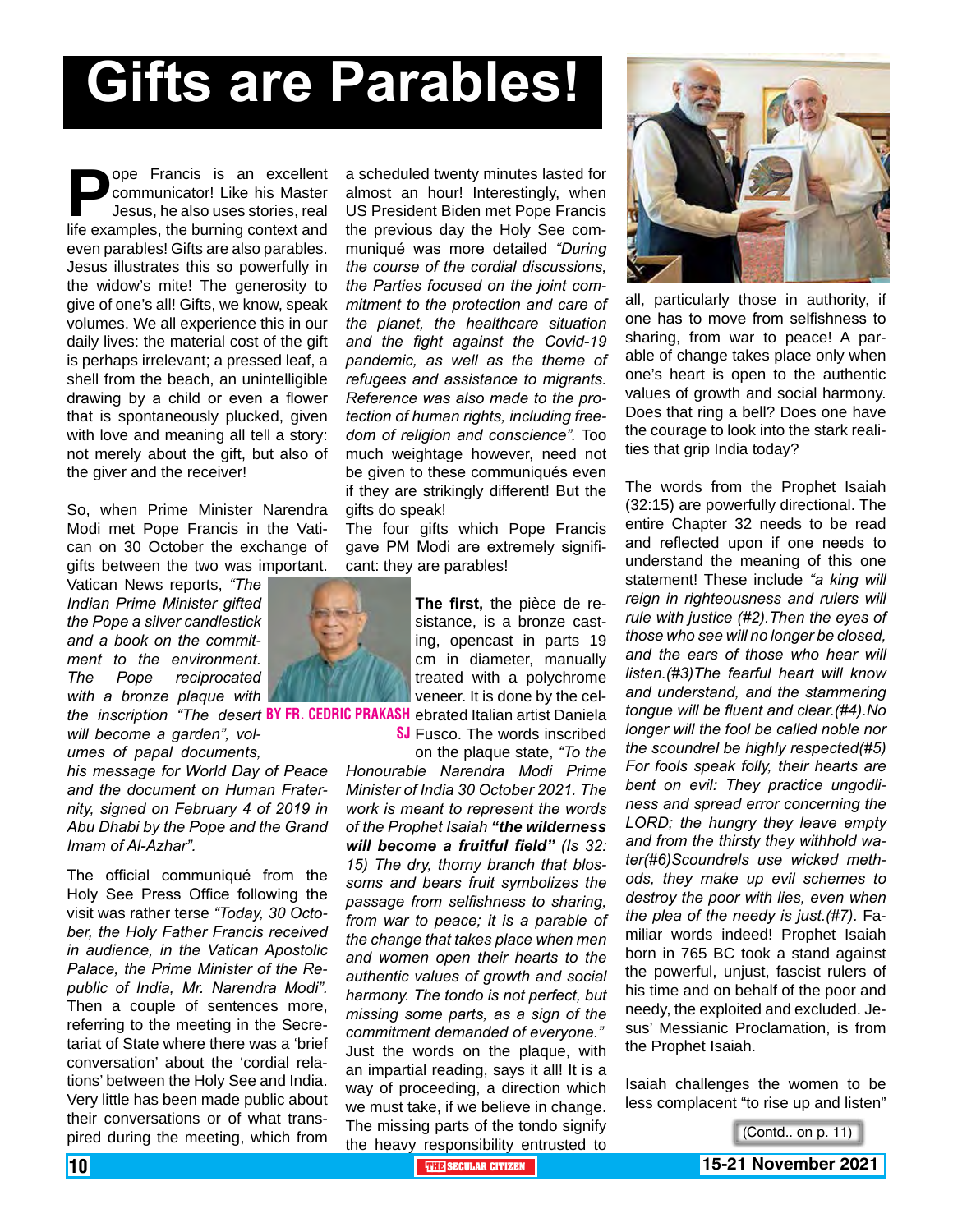# Gifts are Parables!

**BY FR. CEDRIC PRAKASH SJ**

**P**ope Francis is an excellent communicator! Like his Master Jesus, he also uses stories, real life examples, the burning context and even parables! Gifts are also parables. Jesus illustrates this so powerfully in the widow's mite! The generosity to give of one's all! Gifts, we know, speak volumes. We all experience this in our daily lives: the material cost of the gift is perhaps irrelevant; a pressed leaf, a shell from the beach, an unintelligible drawing by a child or even a flower that is spontaneously plucked, given with love and meaning all tell a story: not merely about the gift, but also of the giver and the receiver!

So, when Prime Minister Narendra Modi met Pope Francis in the Vatican on 30 October the exchange of gifts between the two was important. Vatican News reports, *"The Indian Prime Minister gifted the Pope a silver candlestick and a book on the commitment to the environment. The Pope reciprocated with a bronze plaque with the inscription "The desert will become a garden", volumes of papal documents, his message for World Day of Peace and the document on Human Fraternity, signed on February 4 of 2019 in Abu Dhabi by the Pope and the Grand Imam of Al-Azhar".*

The official communiqué from the Holy See Press Office following the visit was rather terse *"Today, 30 October, the Holy Father Francis received in audience, in the Vatican Apostolic Palace, the Prime Minister of the Republic of India, Mr. Narendra Modi".* Then a couple of sentences more, referring to the meeting in the Secretariat of State where there was a 'brief conversation' about the 'cordial relations' between the Holy See and India. Very little has been made public about their conversations or of what transpired during the meeting, which from a scheduled twenty minutes lasted for almost an hour! Interestingly, when US President Biden met Pope Francis the previous day the Holy See communiqué was more detailed *"During the course of the cordial discussions, the Parties focused on the joint commitment to the protection and care of the planet, the healthcare situation and the fight against the Covid-19 pandemic, as well as the theme of refugees and assistance to migrants. Reference was also made to the protection of human rights, including freedom of religion and conscience".* Too much weightage however, need not be given to these communiqués even if they are strikingly different! But the gifts do speak!

The four gifts which Pope Francis gave PM Modi are extremely significant: they are parables!

**The first,** the pièce de resistance, is a bronze casting, opencast in parts 19 cm in diameter, manually treated with a polychrome veneer. It is done by the celebrated Italian artist Daniela Fusco. The words inscribed on the plaque state, *"To the Honourable Narendra Modi Prime Minister of India 30 October 2021. The work is meant to represent the words of the Prophet Isaiah **"the wilderness will become a fruitful field"** (Is 32: 15) The dry, thorny branch that blossoms and bears fruit symbolizes the passage from selfishness to sharing, from war to peace; it is a parable of the change that takes place when men and women open their hearts to the authentic values of growth and social harmony. The tondo is not perfect, but missing some parts, as a sign of the commitment demanded of everyone."* Just the words on the plaque, with an impartial reading, says it all! It is a way of proceeding, a direction which we must take, if we believe in change. The missing parts of the tondo signify the heavy responsibility entrusted to all, particularly those in authority, if one has to move from selfishness to sharing, from war to peace! A parable of change takes place only when one's heart is open to the authentic values of growth and social harmony. Does that ring a bell? Does one have the courage to look into the stark realities that grip India today?

The words from the Prophet Isaiah (32:15) are powerfully directional. The entire Chapter 32 needs to be read and reflected upon if one needs to understand the meaning of this one statement! These include *"a king will reign in righteousness and rulers will rule with justice (#2).Then the eyes of those who see will no longer be closed, and the ears of those who hear will listen.(#3)The fearful heart will know and understand, and the stammering tongue will be fluent and clear.(#4).No longer will the fool be called noble nor the scoundrel be highly respected(#5) For fools speak folly, their hearts are bent on evil: They practice ungodliness and spread error concerning the LORD; the hungry they leave empty and from the thirsty they withhold water(#6)Scoundrels use wicked methods, they make up evil schemes to destroy the poor with lies, even when the plea of the needy is just.(#7).* Familiar words indeed! Prophet Isaiah born in 765 BC took a stand against the powerful, unjust, fascist rulers of his time and on behalf of the poor and needy, the exploited and excluded. Jesus' Messianic Proclamation, is from the Prophet Isaiah.

Isaiah challenges the women to be less complacent "to rise up and listen"

(Contd.. on p. 11)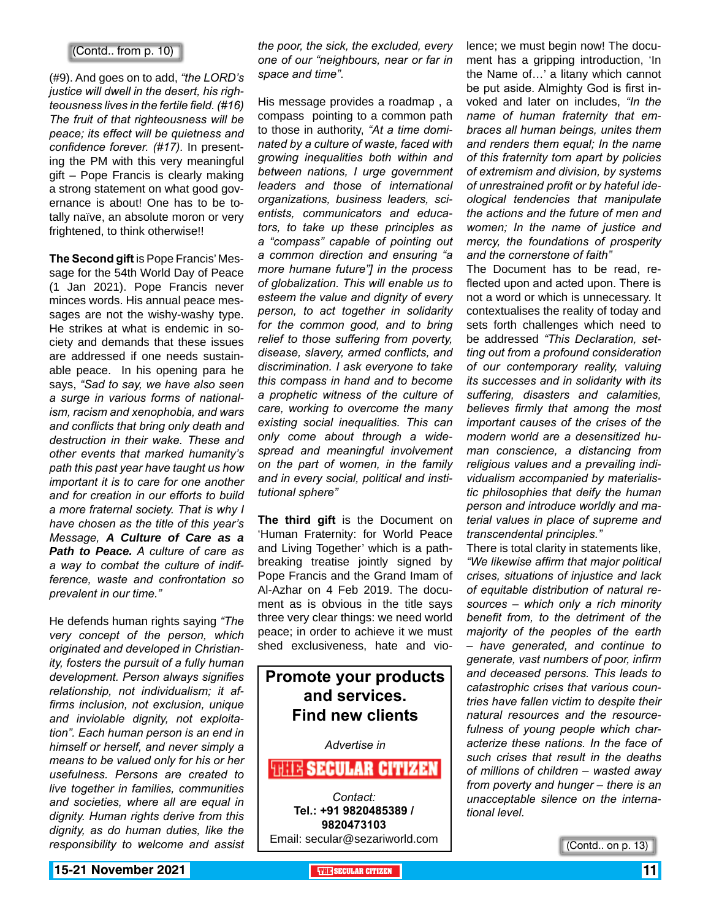(Contd.. from p. 10)

(#9). And goes on to add, *"the LORD's justice will dwell in the desert, his righteousness lives in the fertile field. (#16) The fruit of that righteousness will be peace; its effect will be quietness and confidence forever. (#17).* In presenting the PM with this very meaningful gift – Pope Francis is clearly making a strong statement on what good governance is about! One has to be totally naïve, an absolute moron or very frightened, to think otherwise!!

**The Second gift** is Pope Francis' Message for the 54th World Day of Peace (1 Jan 2021). Pope Francis never minces words. His annual peace messages are not the wishy-washy type. He strikes at what is endemic in society and demands that these issues are addressed if one needs sustainable peace. In his opening para he says, *"Sad to say, we have also seen a surge in various forms of nationalism, racism and xenophobia, and wars and conflicts that bring only death and destruction in their wake. These and other events that marked humanity's path this past year have taught us how important it is to care for one another and for creation in our efforts to build a more fraternal society. That is why I have chosen as the title of this year's Message, **A Culture of Care as a Path to Peace.** A culture of care as a way to combat the culture of indifference, waste and confrontation so prevalent in our time."*

He defends human rights saying *"The very concept of the person, which originated and developed in Christianity, fosters the pursuit of a fully human development. Person always signifies relationship, not individualism; it affirms inclusion, not exclusion, unique and inviolable dignity, not exploitation". Each human person is an end in himself or herself, and never simply a means to be valued only for his or her usefulness. Persons are created to live together in families, communities and societies, where all are equal in dignity. Human rights derive from this dignity, as do human duties, like the responsibility to welcome and assist the poor, the sick, the excluded, every one of our "neighbours, near or far in space and time".*

His message provides a roadmap , a compass pointing to a common path to those in authority, *"At a time dominated by a culture of waste, faced with growing inequalities both within and between nations, I urge government leaders and those of international organizations, business leaders, scientists, communicators and educators, to take up these principles as a "compass" capable of pointing out a common direction and ensuring "a more humane future"] in the process of globalization. This will enable us to esteem the value and dignity of every person, to act together in solidarity for the common good, and to bring relief to those suffering from poverty, disease, slavery, armed conflicts, and discrimination. I ask everyone to take this compass in hand and to become a prophetic witness of the culture of care, working to overcome the many existing social inequalities. This can only come about through a widespread and meaningful involvement on the part of women, in the family and in every social, political and institutional sphere"*

**The third gift** is the Document on 'Human Fraternity: for World Peace and Living Together' which is a path-breaking treatise jointly signed by Pope Francis and the Grand Imam of Al-Azhar on 4 Feb 2019. The document as is obvious in the title says three very clear things: we need world peace; in order to achieve it we must shed exclusiveness, hate and violence; we must begin now! The document has a gripping introduction, 'In the Name of…' a litany which cannot be put aside. Almighty God is first invoked and later on includes, *"In the name of human fraternity that embraces all human beings, unites them and renders them equal; In the name of this fraternity torn apart by policies of extremism and division, by systems of unrestrained profit or by hateful ideological tendencies that manipulate the actions and the future of men and women; In the name of justice and mercy, the foundations of prosperity and the cornerstone of faith"*

The Document has to be read, reflected upon and acted upon. There is not a word or which is unnecessary. It contextualises the reality of today and sets forth challenges which need to be addressed *"This Declaration, setting out from a profound consideration of our contemporary reality, valuing its successes and in solidarity with its suffering, disasters and calamities, believes firmly that among the most important causes of the crises of the modern world are a desensitized human conscience, a distancing from religious values and a prevailing individualism accompanied by materialistic philosophies that deify the human person and introduce worldly and material values in place of supreme and transcendental principles."*

There is total clarity in statements like, *"We likewise affirm that major political crises, situations of injustice and lack of equitable distribution of natural resources – which only a rich minority benefit from, to the detriment of the majority of the peoples of the earth – have generated, and continue to generate, vast numbers of poor, infirm and deceased persons. This leads to catastrophic crises that various countries have fallen victim to despite their natural resources and the resourcefulness of young people which characterize these nations. In the face of such crises that result in the deaths of millions of children – wasted away from poverty and hunger – there is an unacceptable silence on the international level.*

(Contd.. on p. 13)

**Promote your products and services. Find new clients**

*Advertise in*

**THE SECULAR CITIZEN**

*Contact:*
**Tel.: +91 9820485389 / 9820473103**
Email: secular@sezariworld.com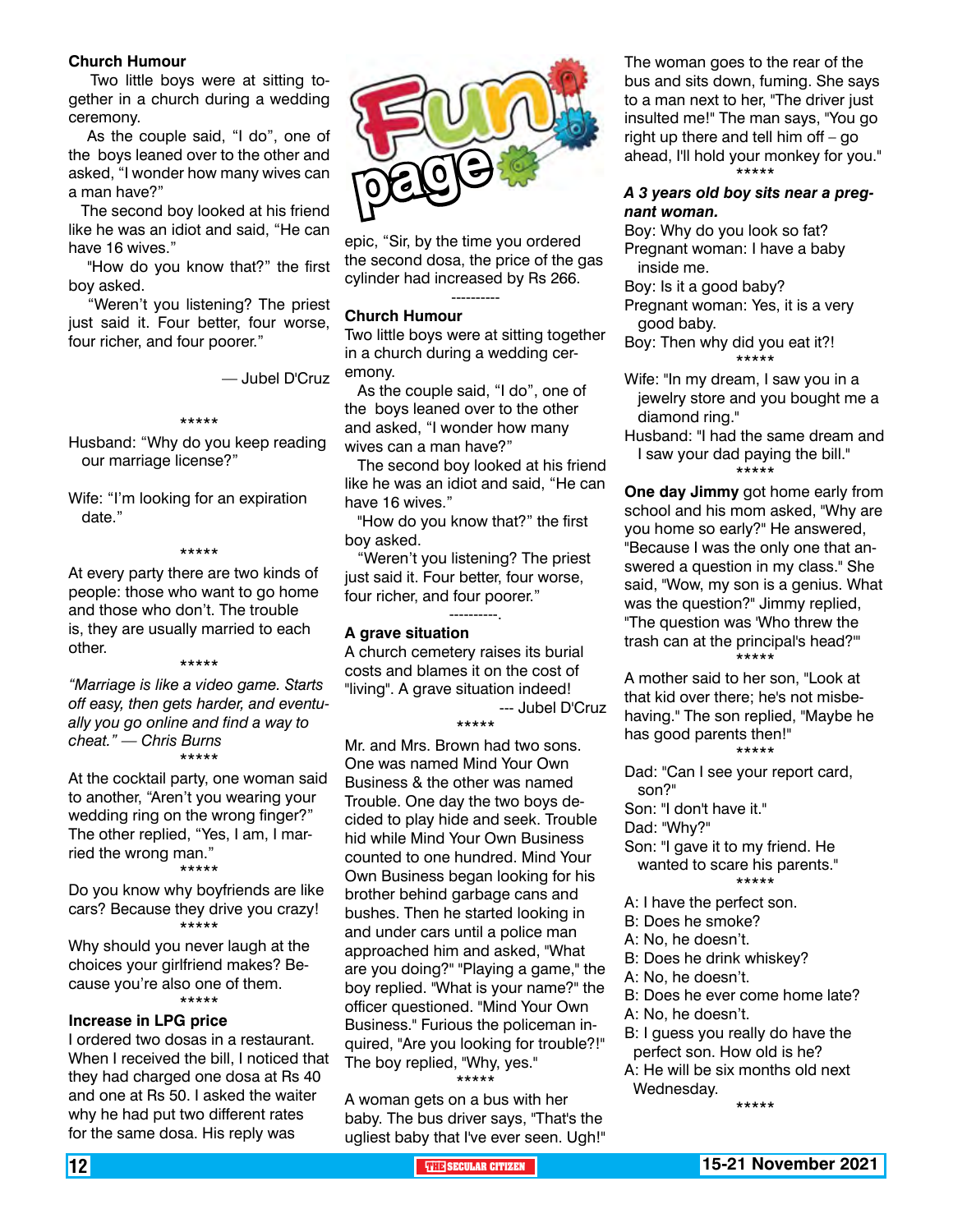## Fun page

**Church Humour**

Two little boys were at sitting together in a church during a wedding ceremony.

As the couple said, "I do", one of the boys leaned over to the other and asked, "I wonder how many wives can a man have?"

The second boy looked at his friend like he was an idiot and said, "He can have 16 wives."

"How do you know that?" the first boy asked.

"Weren't you listening? The priest just said it. Four better, four worse, four richer, and four poorer."

— Jubel D'Cruz

*****

Husband: "Why do you keep reading our marriage license?"

Wife: "I'm looking for an expiration date."

*****

At every party there are two kinds of people: those who want to go home and those who don't. The trouble is, they are usually married to each other.

*****

*"Marriage is like a video game. Starts off easy, then gets harder, and eventually you go online and find a way to cheat." — Chris Burns*

*****

At the cocktail party, one woman said to another, "Aren't you wearing your wedding ring on the wrong finger?" The other replied, "Yes, I am, I married the wrong man."

*****

Do you know why boyfriends are like cars? Because they drive you crazy!

*****

Why should you never laugh at the choices your girlfriend makes? Because you're also one of them.

*****

**Increase in LPG price**

I ordered two dosas in a restaurant. When I received the bill, I noticed that they had charged one dosa at Rs 40 and one at Rs 50. I asked the waiter why he had put two different rates for the same dosa. His reply was epic, "Sir, by the time you ordered the second dosa, the price of the gas cylinder had increased by Rs 266.

----------

**Church Humour**

Two little boys were at sitting together in a church during a wedding ceremony.

As the couple said, "I do", one of the boys leaned over to the other and asked, "I wonder how many wives can a man have?"

The second boy looked at his friend like he was an idiot and said, "He can have 16 wives."

"How do you know that?" the first boy asked.

"Weren't you listening? The priest just said it. Four better, four worse, four richer, and four poorer."

----------.

**A grave situation**

A church cemetery raises its burial costs and blames it on the cost of "living". A grave situation indeed!

--- Jubel D'Cruz

*****

Mr. and Mrs. Brown had two sons. One was named Mind Your Own Business & the other was named Trouble. One day the two boys decided to play hide and seek. Trouble hid while Mind Your Own Business counted to one hundred. Mind Your Own Business began looking for his brother behind garbage cans and bushes. Then he started looking in and under cars until a police man approached him and asked, "What are you doing?" "Playing a game," the boy replied. "What is your name?" the officer questioned. "Mind Your Own Business." Furious the policeman inquired, "Are you looking for trouble?!" The boy replied, "Why, yes."

*****

A woman gets on a bus with her baby. The bus driver says, "That's the ugliest baby that I've ever seen. Ugh!" The woman goes to the rear of the bus and sits down, fuming. She says to a man next to her, "The driver just insulted me!" The man says, "You go right up there and tell him off – go ahead, I'll hold your monkey for you."

*****

***A 3 years old boy sits near a pregnant woman.***

Boy: Why do you look so fat?

Pregnant woman: I have a baby inside me.

Boy: Is it a good baby?

Pregnant woman: Yes, it is a very good baby.

Boy: Then why did you eat it?!

*****

Wife: "In my dream, I saw you in a jewelry store and you bought me a diamond ring."

Husband: "I had the same dream and I saw your dad paying the bill."

*****

**One day Jimmy** got home early from school and his mom asked, "Why are you home so early?" He answered, "Because I was the only one that answered a question in my class." She said, "Wow, my son is a genius. What was the question?" Jimmy replied, "The question was 'Who threw the trash can at the principal's head?'"

*****

A mother said to her son, "Look at that kid over there; he's not misbehaving." The son replied, "Maybe he has good parents then!"

*****

Dad: "Can I see your report card, son?"

Son: "I don't have it."

Dad: "Why?"

Son: "I gave it to my friend. He wanted to scare his parents."

*****

A: I have the perfect son.

B: Does he smoke?

A: No, he doesn't.

B: Does he drink whiskey?

A: No, he doesn't.

B: Does he ever come home late?

A: No, he doesn't.

B: I guess you really do have the perfect son. How old is he?

A: He will be six months old next Wednesday.

*****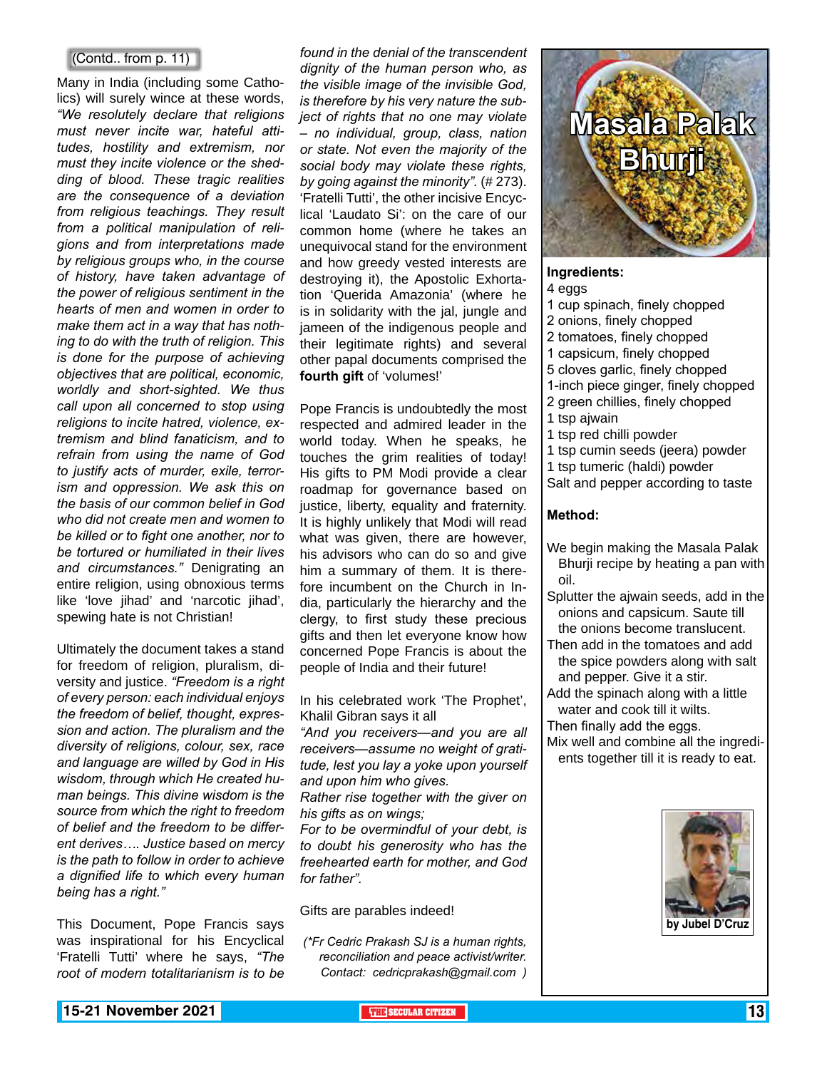(Contd.. from p. 11)

Many in India (including some Catholics) will surely wince at these words, *"We resolutely declare that religions must never incite war, hateful attitudes, hostility and extremism, nor must they incite violence or the shedding of blood. These tragic realities are the consequence of a deviation from religious teachings. They result from a political manipulation of religions and from interpretations made by religious groups who, in the course of history, have taken advantage of the power of religious sentiment in the hearts of men and women in order to make them act in a way that has nothing to do with the truth of religion. This is done for the purpose of achieving objectives that are political, economic, worldly and short-sighted. We thus call upon all concerned to stop using religions to incite hatred, violence, extremism and blind fanaticism, and to refrain from using the name of God to justify acts of murder, exile, terrorism and oppression. We ask this on the basis of our common belief in God who did not create men and women to be killed or to fight one another, nor to be tortured or humiliated in their lives and circumstances."* Denigrating an entire religion, using obnoxious terms like 'love jihad' and 'narcotic jihad', spewing hate is not Christian!

Ultimately the document takes a stand for freedom of religion, pluralism, diversity and justice. *"Freedom is a right of every person: each individual enjoys the freedom of belief, thought, expression and action. The pluralism and the diversity of religions, colour, sex, race and language are willed by God in His wisdom, through which He created human beings. This divine wisdom is the source from which the right to freedom of belief and the freedom to be different derives…. Justice based on mercy is the path to follow in order to achieve a dignified life to which every human being has a right."*

This Document, Pope Francis says was inspirational for his Encyclical 'Fratelli Tutti' where he says, *"The root of modern totalitarianism is to be found in the denial of the transcendent dignity of the human person who, as the visible image of the invisible God, is therefore by his very nature the subject of rights that no one may violate – no individual, group, class, nation or state. Not even the majority of the social body may violate these rights, by going against the minority"*. (# 273). 'Fratelli Tutti', the other incisive Encyclical 'Laudato Si': on the care of our common home (where he takes an unequivocal stand for the environment and how greedy vested interests are destroying it), the Apostolic Exhortation 'Querida Amazonia' (where he is in solidarity with the jal, jungle and jameen of the indigenous people and their legitimate rights) and several other papal documents comprised the **fourth gift** of 'volumes!'

Pope Francis is undoubtedly the most respected and admired leader in the world today. When he speaks, he touches the grim realities of today! His gifts to PM Modi provide a clear roadmap for governance based on justice, liberty, equality and fraternity. It is highly unlikely that Modi will read what was given, there are however, his advisors who can do so and give him a summary of them. It is therefore incumbent on the Church in India, particularly the hierarchy and the clergy, to first study these precious gifts and then let everyone know how concerned Pope Francis is about the people of India and their future!

In his celebrated work 'The Prophet', Khalil Gibran says it all

*"And you receivers—and you are all receivers—assume no weight of gratitude, lest you lay a yoke upon yourself and upon him who gives.*

*Rather rise together with the giver on his gifts as on wings;*

*For to be overmindful of your debt, is to doubt his generosity who has the freehearted earth for mother, and God for father".*

Gifts are parables indeed!

*(\*Fr Cedric Prakash SJ is a human rights, reconciliation and peace activist/writer. Contact: cedricprakash@gmail.com )*

# Masala Palak Bhurji

**Ingredients:**

4 eggs
1 cup spinach, finely chopped
2 onions, finely chopped
2 tomatoes, finely chopped
1 capsicum, finely chopped
5 cloves garlic, finely chopped
1-inch piece ginger, finely chopped
2 green chillies, finely chopped
1 tsp ajwain
1 tsp red chilli powder
1 tsp cumin seeds (jeera) powder
1 tsp tumeric (haldi) powder
Salt and pepper according to taste

**Method:**

We begin making the Masala Palak Bhurji recipe by heating a pan with oil.
Splutter the ajwain seeds, add in the onions and capsicum. Saute till the onions become translucent.
Then add in the tomatoes and add the spice powders along with salt and pepper. Give it a stir.
Add the spinach along with a little water and cook till it wilts.
Then finally add the eggs.
Mix well and combine all the ingredients together till it is ready to eat.

**by Jubel D'Cruz**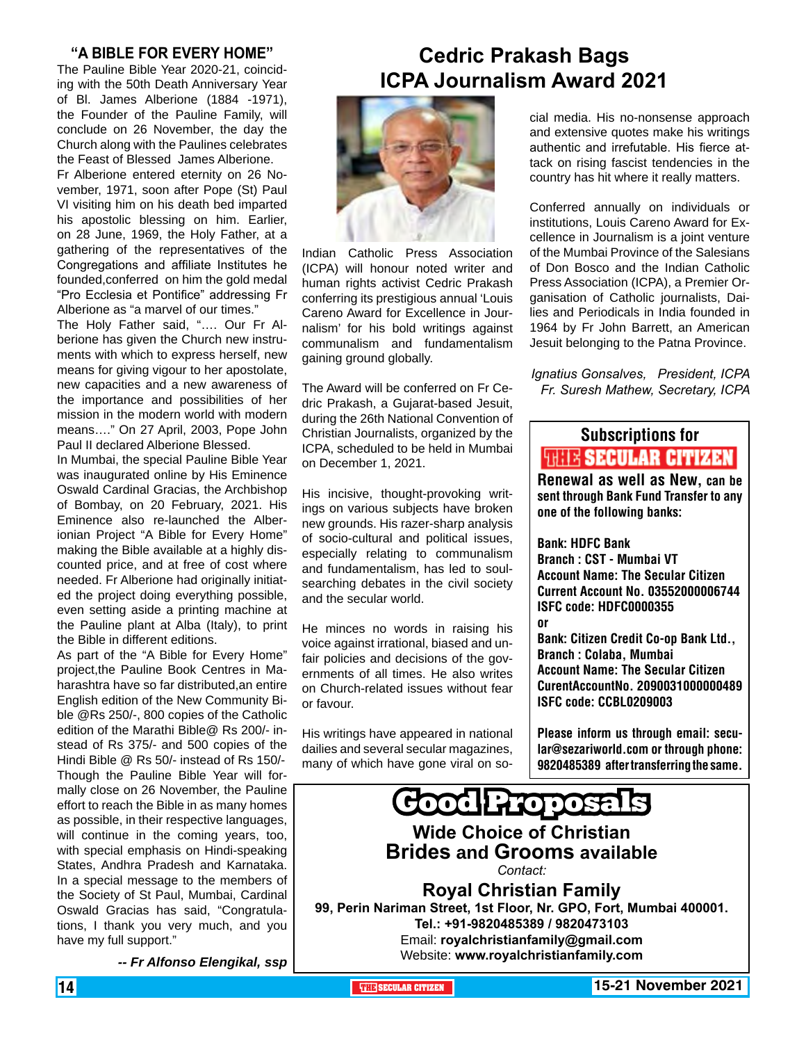## "A BIBLE FOR EVERY HOME"

The Pauline Bible Year 2020-21, coinciding with the 50th Death Anniversary Year of Bl. James Alberione (1884 -1971), the Founder of the Pauline Family, will conclude on 26 November, the day the Church along with the Paulines celebrates the Feast of Blessed James Alberione.

Fr Alberione entered eternity on 26 November, 1971, soon after Pope (St) Paul VI visiting him on his death bed imparted his apostolic blessing on him. Earlier, on 28 June, 1969, the Holy Father, at a gathering of the representatives of the Congregations and affiliate Institutes he founded,conferred on him the gold medal "Pro Ecclesia et Pontifice" addressing Fr Alberione as "a marvel of our times."

The Holy Father said, "…. Our Fr Alberione has given the Church new instruments with which to express herself, new means for giving vigour to her apostolate, new capacities and a new awareness of the importance and possibilities of her mission in the modern world with modern means…." On 27 April, 2003, Pope John Paul II declared Alberione Blessed.

In Mumbai, the special Pauline Bible Year was inaugurated online by His Eminence Oswald Cardinal Gracias, the Archbishop of Bombay, on 20 February, 2021. His Eminence also re-launched the Alberionian Project "A Bible for Every Home" making the Bible available at a highly discounted price, and at free of cost where needed. Fr Alberione had originally initiated the project doing everything possible, even setting aside a printing machine at the Pauline plant at Alba (Italy), to print the Bible in different editions.

As part of the "A Bible for Every Home" project,the Pauline Book Centres in Maharashtra have so far distributed,an entire English edition of the New Community Bible @Rs 250/-, 800 copies of the Catholic edition of the Marathi Bible@ Rs 200/- instead of Rs 375/- and 500 copies of the Hindi Bible @ Rs 50/- instead of Rs 150/-

Though the Pauline Bible Year will formally close on 26 November, the Pauline effort to reach the Bible in as many homes as possible, in their respective languages, will continue in the coming years, too, with special emphasis on Hindi-speaking States, Andhra Pradesh and Karnataka.

In a special message to the members of the Society of St Paul, Mumbai, Cardinal Oswald Gracias has said, "Congratulations, I thank you very much, and you have my full support."

*-- Fr Alfonso Elengikal, ssp*

# Cedric Prakash Bags ICPA Journalism Award 2021

Indian Catholic Press Association (ICPA) will honour noted writer and human rights activist Cedric Prakash conferring its prestigious annual 'Louis Careno Award for Excellence in Journalism' for his bold writings against communalism and fundamentalism gaining ground globally.

The Award will be conferred on Fr Cedric Prakash, a Gujarat-based Jesuit, during the 26th National Convention of Christian Journalists, organized by the ICPA, scheduled to be held in Mumbai on December 1, 2021.

His incisive, thought-provoking writings on various subjects have broken new grounds. His razer-sharp analysis of socio-cultural and political issues, especially relating to communalism and fundamentalism, has led to soul-searching debates in the civil society and the secular world.

He minces no words in raising his voice against irrational, biased and unfair policies and decisions of the governments of all times. He also writes on Church-related issues without fear or favour.

His writings have appeared in national dailies and several secular magazines, many of which have gone viral on social media. His no-nonsense approach and extensive quotes make his writings authentic and irrefutable. His fierce attack on rising fascist tendencies in the country has hit where it really matters.

Conferred annually on individuals or institutions, Louis Careno Award for Excellence in Journalism is a joint venture of the Mumbai Province of the Salesians of Don Bosco and the Indian Catholic Press Association (ICPA), a Premier Organisation of Catholic journalists, Dailies and Periodicals in India founded in 1964 by Fr John Barrett, an American Jesuit belonging to the Patna Province.

*Ignatius Gonsalves, President, ICPA*
*Fr. Suresh Mathew, Secretary, ICPA*

**Subscriptions for THE SECULAR CITIZEN**

**Renewal as well as New, can be sent through Bank Fund Transfer to any one of the following banks:**

**Bank: HDFC Bank**
**Branch : CST - Mumbai VT**
**Account Name: The Secular Citizen**
**Current Account No. 03552000006744**
**ISFC code: HDFC0000355**
**or**
**Bank: Citizen Credit Co-op Bank Ltd.,**
**Branch : Colaba, Mumbai**
**Account Name: The Secular Citizen**
**CurentAccountNo. 2090031000000489**
**ISFC code: CCBL0209003**

**Please inform us through email: secular@sezariworld.com or through phone: 9820485389 after transferring the same.**

**Good Proposals**

**Wide Choice of Christian Brides and Grooms available**

*Contact:*

**Royal Christian Family**
**99, Perin Nariman Street, 1st Floor, Nr. GPO, Fort, Mumbai 400001.**
**Tel.: +91-9820485389 / 9820473103**
Email: **royalchristianfamily@gmail.com**
Website: **www.royalchristianfamily.com**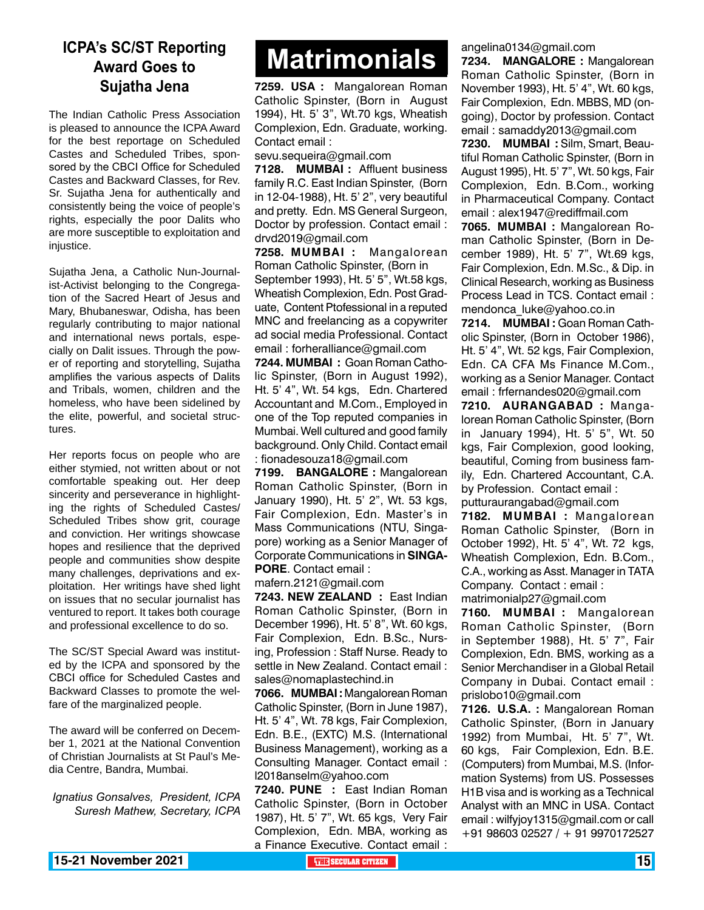## ICPA's SC/ST Reporting Award Goes to Sujatha Jena

The Indian Catholic Press Association is pleased to announce the ICPA Award for the best reportage on Scheduled Castes and Scheduled Tribes, sponsored by the CBCI Office for Scheduled Castes and Backward Classes, for Rev. Sr. Sujatha Jena for authentically and consistently being the voice of people's rights, especially the poor Dalits who are more susceptible to exploitation and injustice.

Sujatha Jena, a Catholic Nun-Journalist-Activist belonging to the Congregation of the Sacred Heart of Jesus and Mary, Bhubaneswar, Odisha, has been regularly contributing to major national and international news portals, especially on Dalit issues. Through the power of reporting and storytelling, Sujatha amplifies the various aspects of Dalits and Tribals, women, children and the homeless, who have been sidelined by the elite, powerful, and societal structures.

Her reports focus on people who are either stymied, not written about or not comfortable speaking out. Her deep sincerity and perseverance in highlighting the rights of Scheduled Castes/ Scheduled Tribes show grit, courage and conviction. Her writings showcase hopes and resilience that the deprived people and communities show despite many challenges, deprivations and exploitation. Her writings have shed light on issues that no secular journalist has ventured to report. It takes both courage and professional excellence to do so.

The SC/ST Special Award was instituted by the ICPA and sponsored by the CBCI office for Scheduled Castes and Backward Classes to promote the welfare of the marginalized people.

The award will be conferred on December 1, 2021 at the National Convention of Christian Journalists at St Paul's Media Centre, Bandra, Mumbai.

*Ignatius Gonsalves, President, ICPA*
*Suresh Mathew, Secretary, ICPA*

# Matrimonials

**7259. USA :** Mangalorean Roman Catholic Spinster, (Born in August 1994), Ht. 5' 3", Wt.70 kgs, Wheatish Complexion, Edn. Graduate, working. Contact email : sevu.sequeira@gmail.com

**7128. MUMBAI :** Affluent business family R.C. East Indian Spinster, (Born in 12-04-1988), Ht. 5' 2", very beautiful and pretty. Edn. MS General Surgeon, Doctor by profession. Contact email : drvd2019@gmail.com

**7258. MUMBAI :** Mangalorean Roman Catholic Spinster, (Born in September 1993), Ht. 5' 5", Wt.58 kgs, Wheatish Complexion, Edn. Post Graduate, Content Ptofessional in a reputed MNC and freelancing as a copywriter ad social media Professional. Contact email : forheralliance@gmail.com

**7244. MUMBAI :** Goan Roman Catholic Spinster, (Born in August 1992), Ht. 5' 4", Wt. 54 kgs, Edn. Chartered Accountant and M.Com., Employed in one of the Top reputed companies in Mumbai. Well cultured and good family background. Only Child. Contact email : fionadesouza18@gmail.com

**7199. BANGALORE :** Mangalorean Roman Catholic Spinster, (Born in January 1990), Ht. 5' 2", Wt. 53 kgs, Fair Complexion, Edn. Master's in Mass Communications (NTU, Singapore) working as a Senior Manager of Corporate Communications in **SINGAPORE**. Contact email : mafern.2121@gmail.com

**7243. NEW ZEALAND :** East Indian Roman Catholic Spinster, (Born in December 1996), Ht. 5' 8", Wt. 60 kgs, Fair Complexion, Edn. B.Sc., Nursing, Profession : Staff Nurse. Ready to settle in New Zealand. Contact email : sales@nomaplastechind.in

**7066. MUMBAI :** Mangalorean Roman Catholic Spinster, (Born in June 1987), Ht. 5' 4", Wt. 78 kgs, Fair Complexion, Edn. B.E., (EXTC) M.S. (International Business Management), working as a Consulting Manager. Contact email : l2018anselm@yahoo.com

**7240. PUNE :** East Indian Roman Catholic Spinster, (Born in October 1987), Ht. 5' 7", Wt. 65 kgs, Very Fair Complexion, Edn. MBA, working as a Finance Executive. Contact email : angelina0134@gmail.com

**7234. MANGALORE :** Mangalorean Roman Catholic Spinster, (Born in November 1993), Ht. 5' 4", Wt. 60 kgs, Fair Complexion, Edn. MBBS, MD (ongoing), Doctor by profession. Contact email : samaddy2013@gmail.com

**7230. MUMBAI :** Silm, Smart, Beautiful Roman Catholic Spinster, (Born in August 1995), Ht. 5' 7", Wt. 50 kgs, Fair Complexion, Edn. B.Com., working in Pharmaceutical Company. Contact email : alex1947@rediffmail.com

**7065. MUMBAI :** Mangalorean Roman Catholic Spinster, (Born in December 1989), Ht. 5' 7", Wt.69 kgs, Fair Complexion, Edn. M.Sc., & Dip. in Clinical Research, working as Business Process Lead in TCS. Contact email : mendonca_luke@yahoo.co.in

**7214. MUMBAI :** Goan Roman Catholic Spinster, (Born in October 1986), Ht. 5' 4", Wt. 52 kgs, Fair Complexion, Edn. CA CFA Ms Finance M.Com., working as a Senior Manager. Contact email : frfernandes020@gmail.com

**7210. AURANGABAD :** Mangalorean Roman Catholic Spinster, (Born in January 1994), Ht. 5' 5", Wt. 50 kgs, Fair Complexion, good looking, beautiful, Coming from business family, Edn. Chartered Accountant, C.A. by Profession. Contact email : putturaurangabad@gmail.com

**7182. MUMBAI :** Mangalorean Roman Catholic Spinster, (Born in October 1992), Ht. 5' 4", Wt. 72 kgs, Wheatish Complexion, Edn. B.Com., C.A., working as Asst. Manager in TATA Company. Contact : email : matrimonialp27@gmail.com

**7160. MUMBAI :** Mangalorean Roman Catholic Spinster, (Born in September 1988), Ht. 5' 7", Fair Complexion, Edn. BMS, working as a Senior Merchandiser in a Global Retail Company in Dubai. Contact email : prislobo10@gmail.com

**7126. U.S.A. :** Mangalorean Roman Catholic Spinster, (Born in January 1992) from Mumbai, Ht. 5' 7", Wt. 60 kgs, Fair Complexion, Edn. B.E. (Computers) from Mumbai, M.S. (Information Systems) from US. Possesses H1B visa and is working as a Technical Analyst with an MNC in USA. Contact email : wilfyjoy1315@gmail.com or call +91 98603 02527 / + 91 9970172527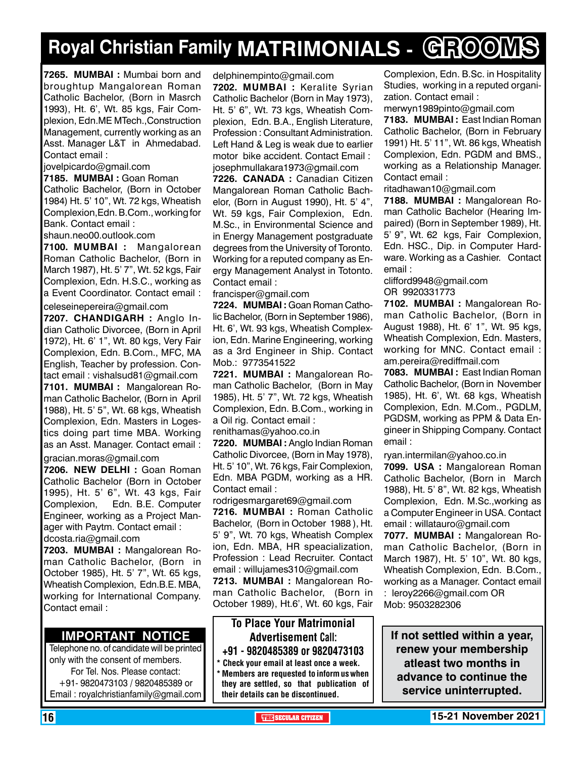# Royal Christian Family MATRIMONIALS - GROOMS

**7265. MUMBAI :** Mumbai born and broughtup Mangalorean Roman Catholic Bachelor, (Born in Masrch 1993), Ht. 6', Wt. 85 kgs, Fair Complexion, Edn.ME MTech.,Construction Management, currently working as an Asst. Manager L&T in Ahmedabad. Contact email : jovelpicardo@gmail.com

**7185. MUMBAI :** Goan Roman Catholic Bachelor, (Born in October 1984) Ht. 5' 10", Wt. 72 kgs, Wheatish Complexion,Edn. B.Com., working for Bank. Contact email : shaun.neo00.outlook.com

**7100. MUMBAI :** Mangalorean Roman Catholic Bachelor, (Born in March 1987), Ht. 5' 7", Wt. 52 kgs, Fair Complexion, Edn. H.S.C., working as a Event Coordinator. Contact email : celeseinepereira@gmail.com

**7207. CHANDIGARH :** Anglo Indian Catholic Divorcee, (Born in April 1972), Ht. 6' 1", Wt. 80 kgs, Very Fair Complexion, Edn. B.Com., MFC, MA English, Teacher by profession. Contact email : vishalsud81@gmail.com

**7101. MUMBAI :** Mangalorean Roman Catholic Bachelor, (Born in April 1988), Ht. 5' 5", Wt. 68 kgs, Wheatish Complexion, Edn. Masters in Logestics doing part time MBA. Working as an Asst. Manager. Contact email : gracian.moras@gmail.com

**7206. NEW DELHI :** Goan Roman Catholic Bachelor (Born in October 1995), Ht. 5' 6", Wt. 43 kgs, Fair Complexion, Edn. B.E. Computer Engineer, working as a Project Manager with Paytm. Contact email : dcosta.ria@gmail.com

**7203. MUMBAI :** Mangalorean Roman Catholic Bachelor, (Born in October 1985), Ht. 5' 7", Wt. 65 kgs, Wheatish Complexion, Edn.B.E. MBA, working for International Company. Contact email : delphinempinto@gmail.com

**7202. MUMBAI :** Keralite Syrian Catholic Bachelor (Born in May 1973), Ht. 5' 6", Wt. 73 kgs, Wheatish Complexion, Edn. B.A., English Literature, Profession : Consultant Administration. Left Hand & Leg is weak due to earlier motor bike accident. Contact Email : josephmullakara1973@gmail.com

**7226. CANADA :** Canadian Citizen Mangalorean Roman Catholic Bachelor, (Born in August 1990), Ht. 5' 4", Wt. 59 kgs, Fair Complexion, Edn. M.Sc., in Environmental Science and in Energy Management postgraduate degrees from the University of Toronto. Working for a reputed company as Energy Management Analyst in Totonto. Contact email : francisper@gmail.com

**7224. MUMBAI :** Goan Roman Catholic Bachelor, (Born in September 1986), Ht. 6', Wt. 93 kgs, Wheatish Complexion, Edn. Marine Engineering, working as a 3rd Engineer in Ship. Contact Mob.: 9773541522

**7221. MUMBAI :** Mangalorean Roman Catholic Bachelor, (Born in May 1985), Ht. 5' 7", Wt. 72 kgs, Wheatish Complexion, Edn. B.Com., working in a Oil rig. Contact email : renithamas@yahoo.co.in

**7220. MUMBAI :** Anglo Indian Roman Catholic Divorcee, (Born in May 1978), Ht. 5' 10", Wt. 76 kgs, Fair Complexion, Edn. MBA PGDM, working as a HR. Contact email : rodrigesmargaret69@gmail.com

**7216. MUMBAI :** Roman Catholic Bachelor, (Born in October 1988 ), Ht. 5' 9", Wt. 70 kgs, Wheatish Complex ion, Edn. MBA, HR speacialization, Profession : Lead Recruiter. Contact email : willujames310@gmail.com

**7213. MUMBAI :** Mangalorean Roman Catholic Bachelor, (Born in October 1989), Ht.6', Wt. 60 kgs, Fair Complexion, Edn. B.Sc. in Hospitality Studies, working in a reputed organization. Contact email : merwyn1989pinto@gmail.com

**7183. MUMBAI :** East Indian Roman Catholic Bachelor, (Born in February 1991) Ht. 5' 11", Wt. 86 kgs, Wheatish Complexion, Edn. PGDM and BMS., working as a Relationship Manager. Contact email : ritadhawan10@gmail.com

**7188. MUMBAI :** Mangalorean Roman Catholic Bachelor (Hearing Impaired) (Born in September 1989), Ht. 5' 9", Wt. 62 kgs, Fair Complexion, Edn. HSC., Dip. in Computer Hardware. Working as a Cashier. Contact email : clifford9948@gmail.com OR 9920331773

**7102. MUMBAI :** Mangalorean Roman Catholic Bachelor, (Born in August 1988), Ht. 6' 1", Wt. 95 kgs, Wheatish Complexion, Edn. Masters, working for MNC. Contact email : am.pereira@rediffmail.com

**7083. MUMBAI :** East Indian Roman Catholic Bachelor, (Born in November 1985), Ht. 6', Wt. 68 kgs, Wheatish Complexion, Edn. M.Com., PGDLM, PGDSM, working as PPM & Data Engineer in Shipping Company. Contact email : ryan.intermilan@yahoo.co.in

**7099. USA :** Mangalorean Roman Catholic Bachelor, (Born in March 1988), Ht. 5' 8", Wt. 82 kgs, Wheatish Complexion, Edn. M.Sc.,working as a Computer Engineer in USA. Contact email : willatauro@gmail.com

**7077. MUMBAI :** Mangalorean Roman Catholic Bachelor, (Born in March 1987), Ht. 5' 10", Wt. 80 kgs, Wheatish Complexion, Edn. B.Com., working as a Manager. Contact email : leroy2266@gmail.com OR Mob: 9503282306

## IMPORTANT NOTICE

Telephone no. of candidate will be printed only with the consent of members.
For Tel. Nos. Please contact:
+91- 9820473103 / 9820485389 or
Email : royalchristianfamily@gmail.com

**To Place Your Matrimonial Advertisement Call:**
**+91 - 9820485389 or 9820473103**

- Check your email at least once a week.
- Members are requested to inform us when they are settled, so that publication of their details can be discontinued.

**If not settled within a year, renew your membership atleast two months in advance to continue the service uninterrupted.**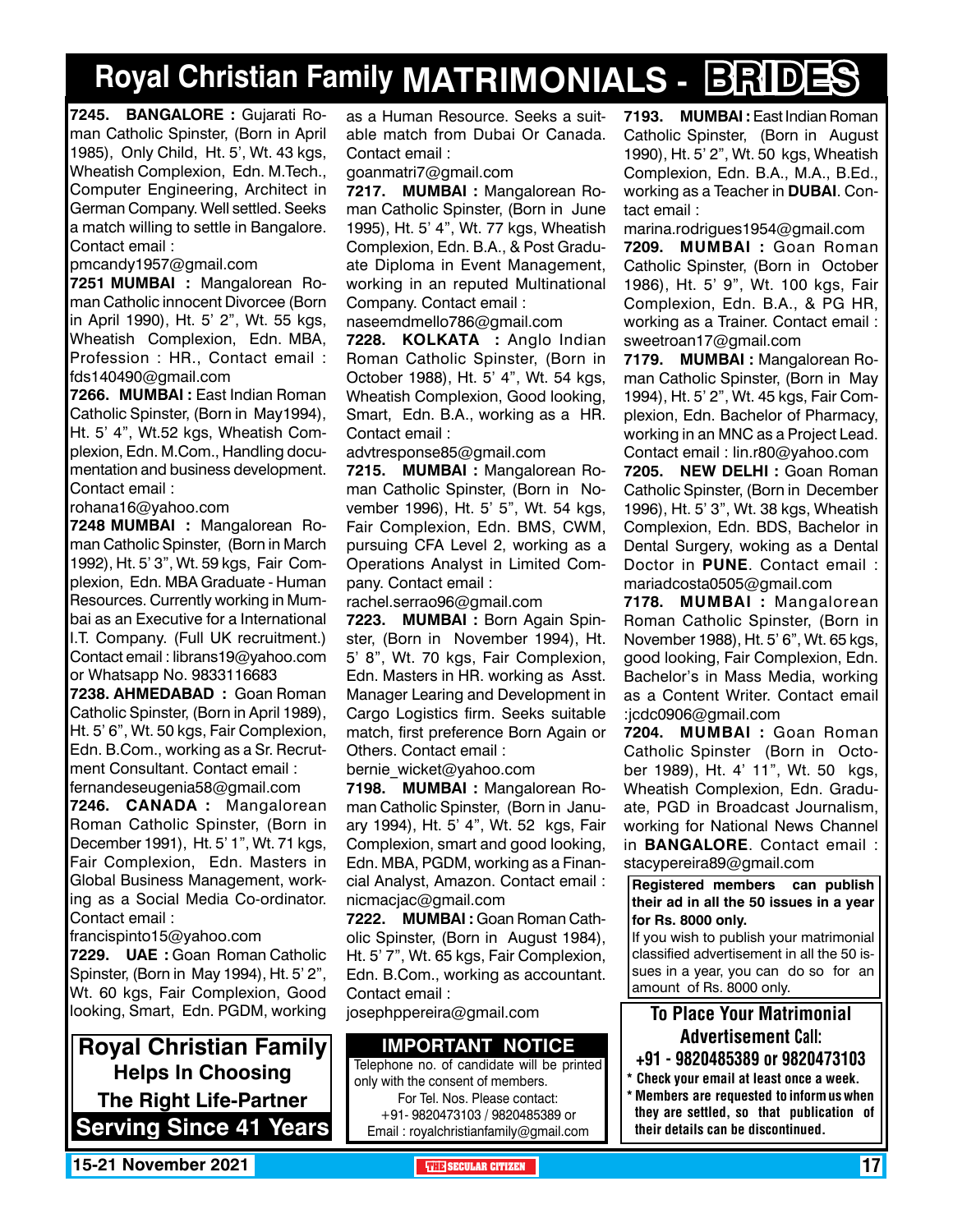# Royal Christian Family MATRIMONIALS - BRIDES

**7245. BANGALORE :** Gujarati Roman Catholic Spinster, (Born in April 1985), Only Child, Ht. 5', Wt. 43 kgs, Wheatish Complexion, Edn. M.Tech., Computer Engineering, Architect in German Company. Well settled. Seeks a match willing to settle in Bangalore. Contact email : pmcandy1957@gmail.com

**7251 MUMBAI :** Mangalorean Roman Catholic innocent Divorcee (Born in April 1990), Ht. 5' 2", Wt. 55 kgs, Wheatish Complexion, Edn. MBA, Profession : HR., Contact email : fds140490@gmail.com

**7266. MUMBAI :** East Indian Roman Catholic Spinster, (Born in May1994), Ht. 5' 4", Wt.52 kgs, Wheatish Complexion, Edn. M.Com., Handling documentation and business development. Contact email : rohana16@yahoo.com

**7248 MUMBAI :** Mangalorean Roman Catholic Spinster, (Born in March 1992), Ht. 5' 3", Wt. 59 kgs, Fair Complexion, Edn. MBA Graduate - Human Resources. Currently working in Mumbai as an Executive for a International I.T. Company. (Full UK recruitment.) Contact email : librans19@yahoo.com or Whatsapp No. 9833116683

**7238. AHMEDABAD :** Goan Roman Catholic Spinster, (Born in April 1989), Ht. 5' 6", Wt. 50 kgs, Fair Complexion, Edn. B.Com., working as a Sr. Recruitment Consultant. Contact email : fernandeseugenia58@gmail.com

**7246. CANADA :** Mangalorean Roman Catholic Spinster, (Born in December 1991), Ht. 5' 1", Wt. 71 kgs, Fair Complexion, Edn. Masters in Global Business Management, working as a Social Media Co-ordinator. Contact email : francispinto15@yahoo.com

**7229. UAE :** Goan Roman Catholic Spinster, (Born in May 1994), Ht. 5' 2", Wt. 60 kgs, Fair Complexion, Good looking, Smart, Edn. PGDM, working as a Human Resource. Seeks a suitable match from Dubai Or Canada. Contact email : goanmatri7@gmail.com

**7217. MUMBAI :** Mangalorean Roman Catholic Spinster, (Born in June 1995), Ht. 5' 4", Wt. 77 kgs, Wheatish Complexion, Edn. B.A., & Post Graduate Diploma in Event Management, working in an reputed Multinational Company. Contact email : naseemdmello786@gmail.com

**7228. KOLKATA :** Anglo Indian Roman Catholic Spinster, (Born in October 1988), Ht. 5' 4", Wt. 54 kgs, Wheatish Complexion, Good looking, Smart, Edn. B.A., working as a HR. Contact email : advtresponse85@gmail.com

**7215. MUMBAI :** Mangalorean Roman Catholic Spinster, (Born in November 1996), Ht. 5' 5", Wt. 54 kgs, Fair Complexion, Edn. BMS, CWM, pursuing CFA Level 2, working as a Operations Analyst in Limited Company. Contact email : rachel.serrao96@gmail.com

**7223. MUMBAI :** Born Again Spinster, (Born in November 1994), Ht. 5' 8", Wt. 70 kgs, Fair Complexion, Edn. Masters in HR. working as Asst. Manager Learing and Development in Cargo Logistics firm. Seeks suitable match, first preference Born Again or Others. Contact email : bernie_wicket@yahoo.com

**7198. MUMBAI :** Mangalorean Roman Catholic Spinster, (Born in January 1994), Ht. 5' 4", Wt. 52 kgs, Fair Complexion, smart and good looking, Edn. MBA, PGDM, working as a Financial Analyst, Amazon. Contact email : nicmacjac@gmail.com

**7222. MUMBAI :** Goan Roman Catholic Spinster, (Born in August 1984), Ht. 5' 7", Wt. 65 kgs, Fair Complexion, Edn. B.Com., working as accountant. Contact email : josephppereira@gmail.com

**7193. MUMBAI :** East Indian Roman Catholic Spinster, (Born in August 1990), Ht. 5' 2", Wt. 50 kgs, Wheatish Complexion, Edn. B.A., M.A., B.Ed., working as a Teacher in **DUBAI**. Contact email : marina.rodrigues1954@gmail.com

**7209. MUMBAI :** Goan Roman Catholic Spinster, (Born in October 1986), Ht. 5' 9", Wt. 100 kgs, Fair Complexion, Edn. B.A., & PG HR, working as a Trainer. Contact email : sweetroan17@gmail.com

**7179. MUMBAI :** Mangalorean Roman Catholic Spinster, (Born in May 1994), Ht. 5' 2", Wt. 45 kgs, Fair Complexion, Edn. Bachelor of Pharmacy, working in an MNC as a Project Lead. Contact email : lin.r80@yahoo.com

**7205. NEW DELHI :** Goan Roman Catholic Spinster, (Born in December 1996), Ht. 5' 3", Wt. 38 kgs, Wheatish Complexion, Edn. BDS, Bachelor in Dental Surgery, woking as a Dental Doctor in **PUNE**. Contact email : mariadcosta0505@gmail.com

**7178. MUMBAI :** Mangalorean Roman Catholic Spinster, (Born in November 1988), Ht. 5' 6", Wt. 65 kgs, good looking, Fair Complexion, Edn. Bachelor's in Mass Media, working as a Content Writer. Contact email :jcdc0906@gmail.com

**7204. MUMBAI :** Goan Roman Catholic Spinster (Born in October 1989), Ht. 4' 11", Wt. 50 kgs, Wheatish Complexion, Edn. Graduate, PGD in Broadcast Journalism, working for National News Channel in **BANGALORE**. Contact email : stacypereira89@gmail.com

**Registered members can publish their ad in all the 50 issues in a year for Rs. 8000 only.**
If you wish to publish your matrimonial classified advertisement in all the 50 issues in a year, you can do so for an amount of Rs. 8000 only.

**Royal Christian Family Helps In Choosing The Right Life-Partner Serving Since 41 Years**

**IMPORTANT NOTICE**
Telephone no. of candidate will be printed only with the consent of members.
For Tel. Nos. Please contact:
+91- 9820473103 / 9820485389 or
Email : royalchristianfamily@gmail.com

**To Place Your Matrimonial Advertisement Call:**
**+91 - 9820485389 or 9820473103**
* **Check your email at least once a week.**
* **Members are requested to inform us when they are settled, so that publication of their details can be discontinued.**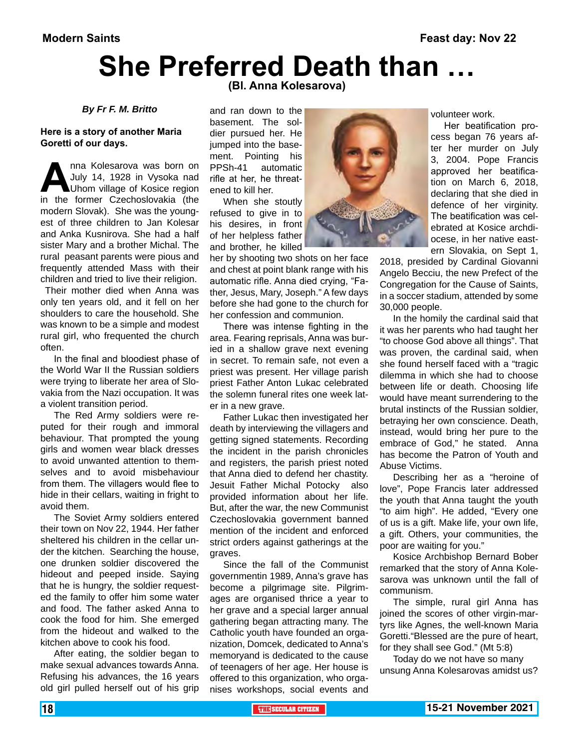Modern Saints

Feast day: Nov 22

# She Preferred Death than …

**(Bl. Anna Kolesarova)**

***By Fr F. M. Britto***

**Here is a story of another Maria Goretti of our days.**

Anna Kolesarova was born on July 14, 1928 in Vysoka nad Uhom village of Kosice region in the former Czechoslovakia (the modern Slovak). She was the youngest of three children to Jan Kolesar and Anka Kusnirova. She had a half sister Mary and a brother Michal. The rural peasant parents were pious and frequently attended Mass with their children and tried to live their religion.

Their mother died when Anna was only ten years old, and it fell on her shoulders to care the household. She was known to be a simple and modest rural girl, who frequented the church often.

In the final and bloodiest phase of the World War II the Russian soldiers were trying to liberate her area of Slovakia from the Nazi occupation. It was a violent transition period.

The Red Army soldiers were reputed for their rough and immoral behaviour. That prompted the young girls and women wear black dresses to avoid unwanted attention to themselves and to avoid misbehaviour from them. The villagers would flee to hide in their cellars, waiting in fright to avoid them.

The Soviet Army soldiers entered their town on Nov 22, 1944. Her father sheltered his children in the cellar under the kitchen. Searching the house, one drunken soldier discovered the hideout and peeped inside. Saying that he is hungry, the soldier requested the family to offer him some water and food. The father asked Anna to cook the food for him. She emerged from the hideout and walked to the kitchen above to cook his food.

After eating, the soldier began to make sexual advances towards Anna. Refusing his advances, the 16 years old girl pulled herself out of his grip and ran down to the basement. The soldier pursued her. He jumped into the basement. Pointing his PPSh-41 automatic rifle at her, he threatened to kill her.

When she stoutly refused to give in to his desires, in front of her helpless father and brother, he killed her by shooting two shots on her face and chest at point blank range with his automatic rifle. Anna died crying, "Father, Jesus, Mary, Joseph." A few days before she had gone to the church for her confession and communion.

There was intense fighting in the area. Fearing reprisals, Anna was buried in a shallow grave next evening in secret. To remain safe, not even a priest was present. Her village parish priest Father Anton Lukac celebrated the solemn funeral rites one week later in a new grave.

Father Lukac then investigated her death by interviewing the villagers and getting signed statements. Recording the incident in the parish chronicles and registers, the parish priest noted that Anna died to defend her chastity. Jesuit Father Michal Potocky also provided information about her life. But, after the war, the new Communist Czechoslovakia government banned mention of the incident and enforced strict orders against gatherings at the graves.

Since the fall of the Communist governmentin 1989, Anna's grave has become a pilgrimage site. Pilgrimages are organised thrice a year to her grave and a special larger annual gathering began attracting many. The Catholic youth have founded an organization, Domcek, dedicated to Anna's memoryand is dedicated to the cause of teenagers of her age. Her house is offered to this organization, who organises workshops, social events and volunteer work.

Her beatification process began 76 years after her murder on July 3, 2004. Pope Francis approved her beatification on March 6, 2018, declaring that she died in defence of her virginity. The beatification was celebrated at Kosice archdiocese, in her native eastern Slovakia, on Sept 1, 2018, presided by Cardinal Giovanni Angelo Becciu, the new Prefect of the Congregation for the Cause of Saints, in a soccer stadium, attended by some 30,000 people.

In the homily the cardinal said that it was her parents who had taught her "to choose God above all things". That was proven, the cardinal said, when she found herself faced with a "tragic dilemma in which she had to choose between life or death. Choosing life would have meant surrendering to the brutal instincts of the Russian soldier, betraying her own conscience. Death, instead, would bring her pure to the embrace of God," he stated. Anna has become the Patron of Youth and Abuse Victims.

Describing her as a "heroine of love", Pope Francis later addressed the youth that Anna taught the youth "to aim high". He added, "Every one of us is a gift. Make life, your own life, a gift. Others, your communities, the poor are waiting for you."

Kosice Archbishop Bernard Bober remarked that the story of Anna Kolesarova was unknown until the fall of communism.

The simple, rural girl Anna has joined the scores of other virgin-martyrs like Agnes, the well-known Maria Goretti."Blessed are the pure of heart, for they shall see God." (Mt 5:8)

Today do we not have so many unsung Anna Kolesarovas amidst us?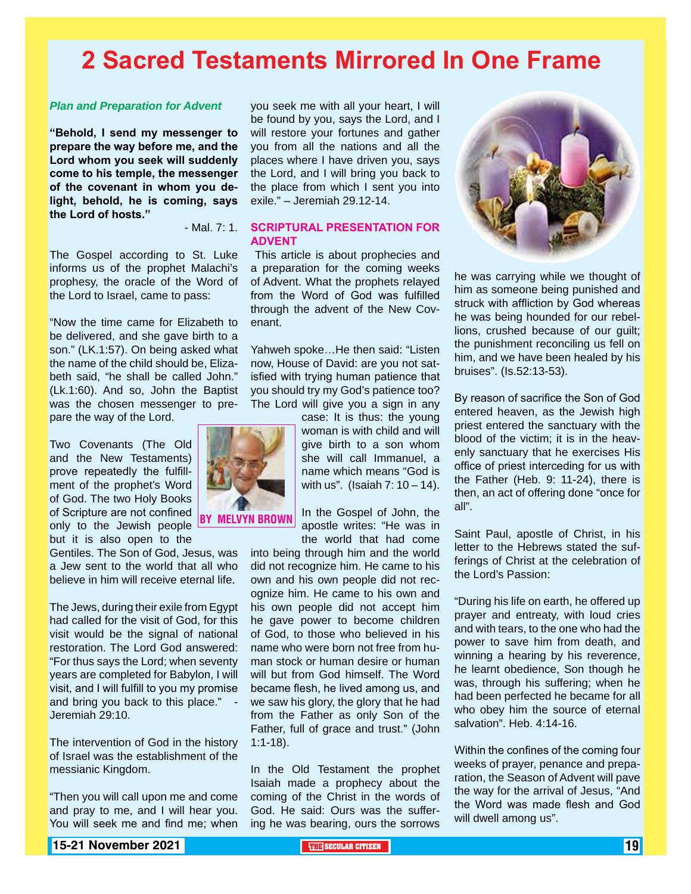# 2 Sacred Testaments Mirrored In One Frame

***Plan and Preparation for Advent***

**"Behold, I send my messenger to prepare the way before me, and the Lord whom you seek will suddenly come to his temple, the messenger of the covenant in whom you delight, behold, he is coming, says the Lord of hosts."**

- Mal. 7: 1.

The Gospel according to St. Luke informs us of the prophet Malachi's prophesy, the oracle of the Word of the Lord to Israel, came to pass:

"Now the time came for Elizabeth to be delivered, and she gave birth to a son." (LK.1:57). On being asked what the name of the child should be, Elizabeth said, "he shall be called John." (Lk.1:60). And so, John the Baptist was the chosen messenger to prepare the way of the Lord.

Two Covenants (The Old and the New Testaments) prove repeatedly the fulfillment of the prophet's Word of God. The two Holy Books of Scripture are not confined only to the Jewish people but it is also open to the Gentiles. The Son of God, Jesus, was a Jew sent to the world that all who believe in him will receive eternal life.

BY MELVYN BROWN

The Jews, during their exile from Egypt had called for the visit of God, for this visit would be the signal of national restoration. The Lord God answered: "For thus says the Lord; when seventy years are completed for Babylon, I will visit, and I will fulfill to you my promise and bring you back to this place." - Jeremiah 29:10.

The intervention of God in the history of Israel was the establishment of the messianic Kingdom.

"Then you will call upon me and come and pray to me, and I will hear you. You will seek me and find me; when you seek me with all your heart, I will be found by you, says the Lord, and I will restore your fortunes and gather you from all the nations and all the places where I have driven you, says the Lord, and I will bring you back to the place from which I sent you into exile." – Jeremiah 29.12-14.

## SCRIPTURAL PRESENTATION FOR ADVENT

This article is about prophecies and a preparation for the coming weeks of Advent. What the prophets relayed from the Word of God was fulfilled through the advent of the New Covenant.

Yahweh spoke…He then said: "Listen now, House of David: are you not satisfied with trying human patience that you should try my God's patience too? The Lord will give you a sign in any case: It is thus: the young woman is with child and will give birth to a son whom she will call Immanuel, a name which means "God is with us". (Isaiah 7: 10 – 14).

In the Gospel of John, the apostle writes: "He was in the world that had come into being through him and the world did not recognize him. He came to his own and his own people did not recognize him. He came to his own and his own people did not accept him he gave power to become children of God, to those who believed in his name who were born not free from human stock or human desire or human will but from God himself. The Word became flesh, he lived among us, and we saw his glory, the glory that he had from the Father as only Son of the Father, full of grace and trust." (John 1:1-18).

In the Old Testament the prophet Isaiah made a prophecy about the coming of the Christ in the words of God. He said: Ours was the suffering he was bearing, ours the sorrows he was carrying while we thought of him as someone being punished and struck with affliction by God whereas he was being hounded for our rebellions, crushed because of our guilt; the punishment reconciling us fell on him, and we have been healed by his bruises". (Is.52:13-53).

By reason of sacrifice the Son of God entered heaven, as the Jewish high priest entered the sanctuary with the blood of the victim; it is in the heavenly sanctuary that he exercises His office of priest interceding for us with the Father (Heb. 9: 11-24), there is then, an act of offering done "once for all".

Saint Paul, apostle of Christ, in his letter to the Hebrews stated the sufferings of Christ at the celebration of the Lord's Passion:

"During his life on earth, he offered up prayer and entreaty, with loud cries and with tears, to the one who had the power to save him from death, and winning a hearing by his reverence, he learnt obedience, Son though he was, through his suffering; when he had been perfected he became for all who obey him the source of eternal salvation". Heb. 4:14-16.

Within the confines of the coming four weeks of prayer, penance and preparation, the Season of Advent will pave the way for the arrival of Jesus, "And the Word was made flesh and God will dwell among us".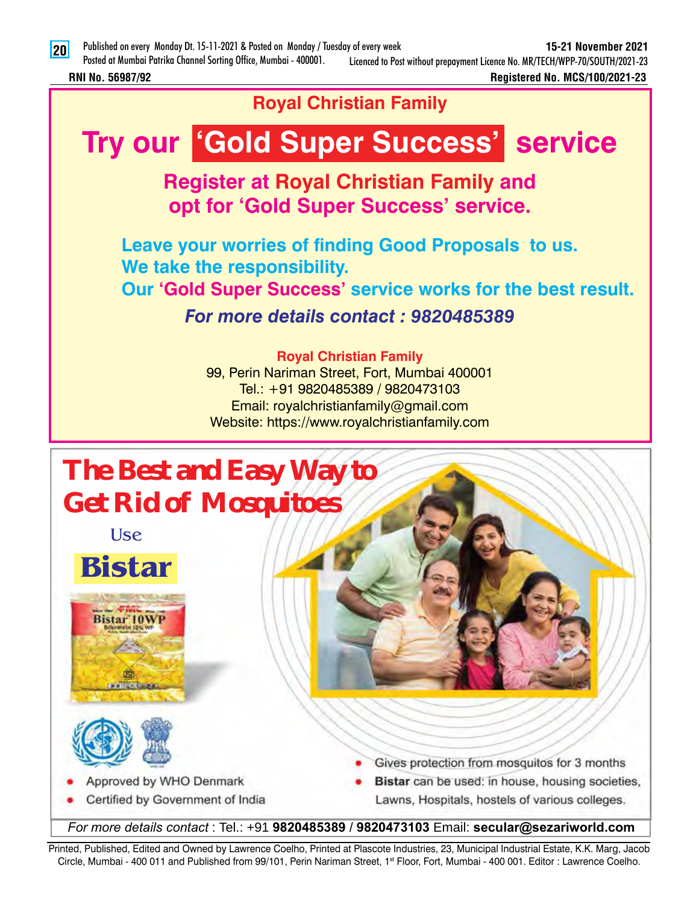## Royal Christian Family

# Try our 'Gold Super Success' service

**Register at Royal Christian Family and opt for 'Gold Super Success' service.**

**Leave your worries of finding Good Proposals to us.**
**We take the responsibility.**
**Our 'Gold Super Success' service works for the best result.**

***For more details contact : 9820485389***

**Royal Christian Family**
99, Perin Nariman Street, Fort, Mumbai 400001
Tel.: +91 9820485389 / 9820473103
Email: royalchristianfamily@gmail.com
Website: https://www.royalchristianfamily.com

# The Best and Easy Way to Get Rid of Mosquitoes

Use

## Bistar

- Approved by WHO Denmark
- Certified by Government of India
- Gives protection from mosquitos for 3 months
- **Bistar** can be used: in house, housing societies, Lawns, Hospitals, hostels of various colleges.

*For more details contact* : Tel.: +91 **9820485389** / **9820473103** Email: **secular@sezariworld.com**

Printed, Published, Edited and Owned by Lawrence Coelho, Printed at Plascote Industries, 23, Municipal Industrial Estate, K.K. Marg, Jacob Circle, Mumbai - 400 011 and Published from 99/101, Perin Nariman Street, 1st Floor, Fort, Mumbai - 400 001. Editor : Lawrence Coelho.